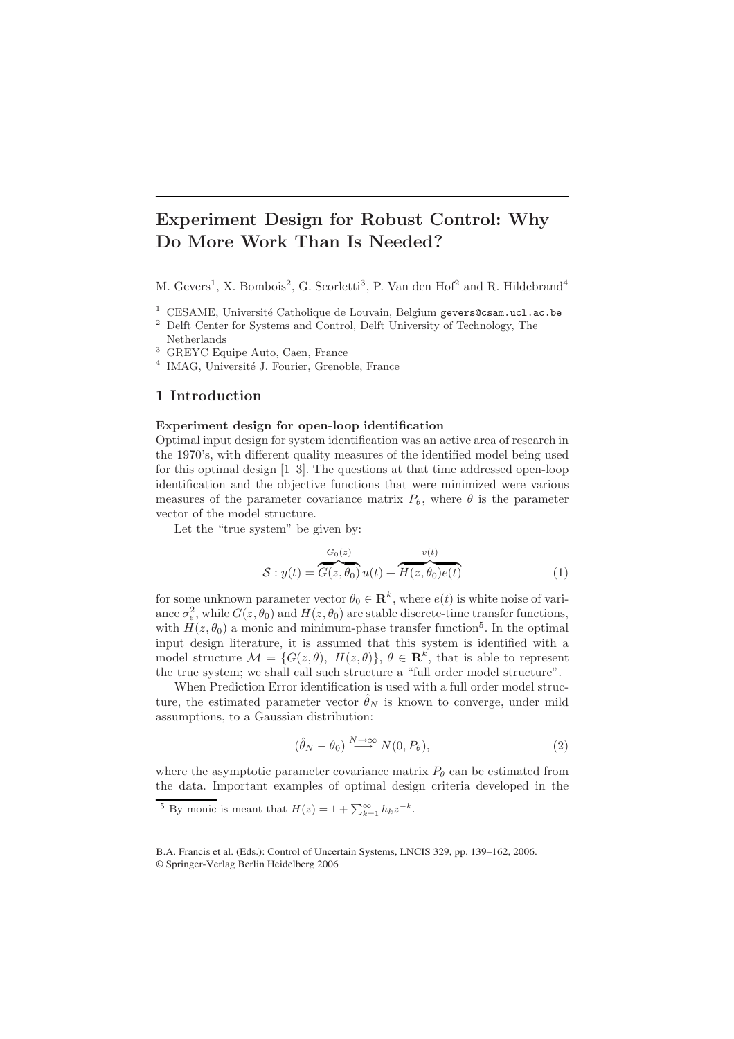# Experiment Design for Robust Control: Why Do More Work Than Is Needed?

M. Gevers[1], X. Bombois[2], G. Scorletti[3], P. Van den Hof[2] and R. Hildebrand[4]

[1] CESAME, Université Catholique de Louvain, Belgium gevers@csam.ucl.ac.be
[2] Delft Center for Systems and Control, Delft University of Technology, The Netherlands
[3] GREYC Equipe Auto, Caen, France
[4] IMAG, Université J. Fourier, Grenoble, France

## 1 Introduction

**Experiment design for open-loop identification**

Optimal input design for system identification was an active area of research in the 1970's, with different quality measures of the identified model being used for this optimal design [1–3]. The questions at that time addressed open-loop identification and the objective functions that were minimized were various measures of the parameter covariance matrix $P_\theta$, where $\theta$ is the parameter vector of the model structure.

Let the "true system" be given by:

$$\mathcal{S} : y(t) = \overbrace{G(z, \theta_0)}^{G_0(z)} u(t) + \overbrace{H(z, \theta_0) e(t)}^{v(t)} \tag{1}$$

for some unknown parameter vector $\theta_0 \in \mathbf{R}^k$, where $e(t)$ is white noise of variance $\sigma_e^2$, while $G(z, \theta_0)$ and $H(z, \theta_0)$ are stable discrete-time transfer functions, with $H(z, \theta_0)$ a monic and minimum-phase transfer function[5]. In the optimal input design literature, it is assumed that this system is identified with a model structure $\mathcal{M} = \{G(z, \theta),\ H(z, \theta)\},\ \theta \in \mathbf{R}^k$, that is able to represent the true system; we shall call such structure a "full order model structure".

When Prediction Error identification is used with a full order model structure, the estimated parameter vector $\hat{\theta}_N$ is known to converge, under mild assumptions, to a Gaussian distribution:

$$(\hat{\theta}_N - \theta_0) \stackrel{N \to \infty}{\longrightarrow} N(0, P_\theta), \tag{2}$$

where the asymptotic parameter covariance matrix $P_\theta$ can be estimated from the data. Important examples of optimal design criteria developed in the

[5] By monic is meant that $H(z) = 1 + \sum_{k=1}^{\infty} h_k z^{-k}$.

B.A. Francis et al. (Eds.): Control of Uncertain Systems, LNCIS 329, pp. 139–162, 2006.
© Springer-Verlag Berlin Heidelberg 2006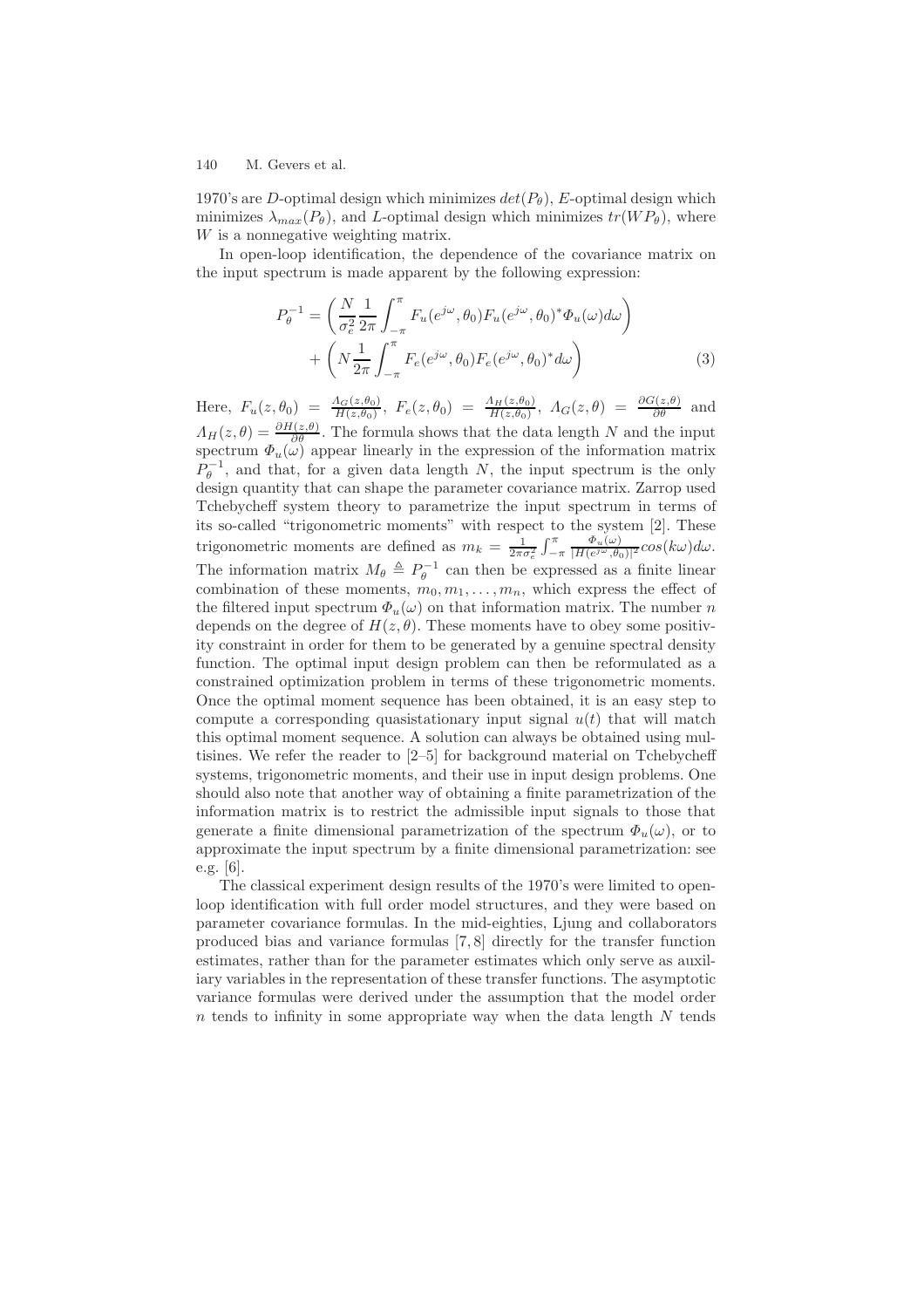1970's are $D$-optimal design which minimizes $det(P_\theta)$, $E$-optimal design which minimizes $\lambda_{max}(P_\theta)$, and $L$-optimal design which minimizes $tr(WP_\theta)$, where $W$ is a nonnegative weighting matrix.

In open-loop identification, the dependence of the covariance matrix on the input spectrum is made apparent by the following expression:

$$
\begin{aligned}
P_\theta^{-1} &= \left( \frac{N}{\sigma_e^2} \frac{1}{2\pi} \int_{-\pi}^{\pi} F_u(e^{j\omega}, \theta_0) F_u(e^{j\omega}, \theta_0)^* \Phi_u(\omega) d\omega \right) \\
&\quad + \left( N \frac{1}{2\pi} \int_{-\pi}^{\pi} F_e(e^{j\omega}, \theta_0) F_e(e^{j\omega}, \theta_0)^* d\omega \right)
\end{aligned} \tag{3}
$$

Here, $F_u(z,\theta_0) = \frac{\Lambda_G(z,\theta_0)}{H(z,\theta_0)}$, $F_e(z,\theta_0) = \frac{\Lambda_H(z,\theta_0)}{H(z,\theta_0)}$, $\Lambda_G(z,\theta) = \frac{\partial G(z,\theta)}{\partial \theta}$ and $\Lambda_H(z,\theta) = \frac{\partial H(z,\theta)}{\partial \theta}$. The formula shows that the data length $N$ and the input spectrum $\Phi_u(\omega)$ appear linearly in the expression of the information matrix $P_\theta^{-1}$, and that, for a given data length $N$, the input spectrum is the only design quantity that can shape the parameter covariance matrix. Zarrop used Tchebycheff system theory to parametrize the input spectrum in terms of its so-called "trigonometric moments" with respect to the system [2]. These trigonometric moments are defined as $m_k = \frac{1}{2\pi\sigma_e^2} \int_{-\pi}^{\pi} \frac{\Phi_u(\omega)}{|H(e^{j\omega},\theta_0)|^2} cos(k\omega) d\omega$. The information matrix $M_\theta \triangleq P_\theta^{-1}$ can then be expressed as a finite linear combination of these moments, $m_0, m_1, \ldots, m_n$, which express the effect of the filtered input spectrum $\Phi_u(\omega)$ on that information matrix. The number $n$ depends on the degree of $H(z,\theta)$. These moments have to obey some positivity constraint in order for them to be generated by a genuine spectral density function. The optimal input design problem can then be reformulated as a constrained optimization problem in terms of these trigonometric moments. Once the optimal moment sequence has been obtained, it is an easy step to compute a corresponding quasistationary input signal $u(t)$ that will match this optimal moment sequence. A solution can always be obtained using multisines. We refer the reader to [2–5] for background material on Tchebycheff systems, trigonometric moments, and their use in input design problems. One should also note that another way of obtaining a finite parametrization of the information matrix is to restrict the admissible input signals to those that generate a finite dimensional parametrization of the spectrum $\Phi_u(\omega)$, or to approximate the input spectrum by a finite dimensional parametrization: see e.g. [6].

The classical experiment design results of the 1970's were limited to open-loop identification with full order model structures, and they were based on parameter covariance formulas. In the mid-eighties, Ljung and collaborators produced bias and variance formulas [7, 8] directly for the transfer function estimates, rather than for the parameter estimates which only serve as auxiliary variables in the representation of these transfer functions. The asymptotic variance formulas were derived under the assumption that the model order $n$ tends to infinity in some appropriate way when the data length $N$ tends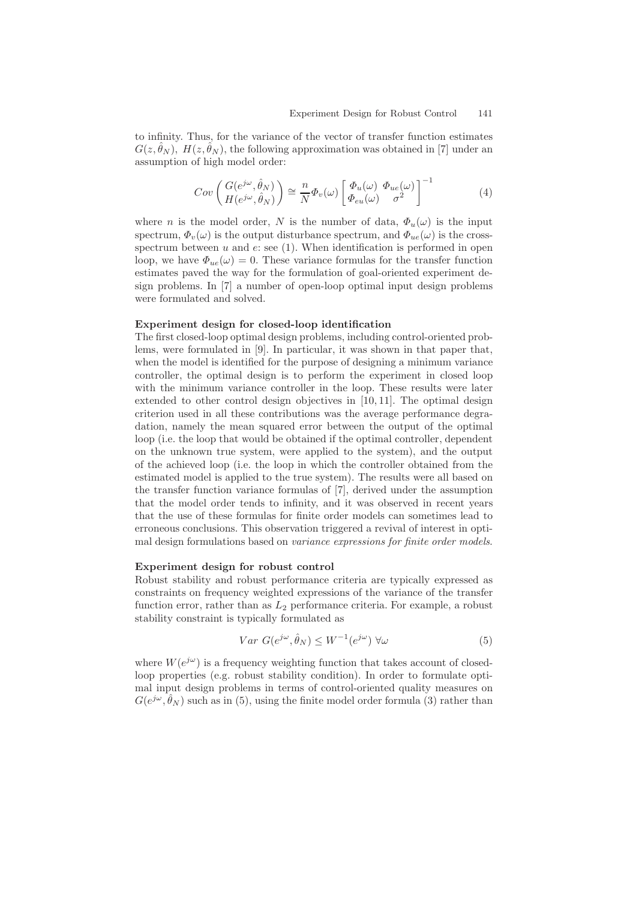to infinity. Thus, for the variance of the vector of transfer function estimates $G(z, \hat{\theta}_N),\ H(z, \hat{\theta}_N)$, the following approximation was obtained in [7] under an assumption of high model order:

$$Cov \begin{pmatrix} G(e^{j\omega}, \hat{\theta}_N) \\ H(e^{j\omega}, \hat{\theta}_N) \end{pmatrix} \cong \frac{n}{N} \Phi_v(\omega) \begin{bmatrix} \Phi_u(\omega) & \Phi_{ue}(\omega) \\ \Phi_{eu}(\omega) & \sigma^2 \end{bmatrix}^{-1} \tag{4}$$

where $n$ is the model order, $N$ is the number of data, $\Phi_u(\omega)$ is the input spectrum, $\Phi_v(\omega)$ is the output disturbance spectrum, and $\Phi_{ue}(\omega)$ is the cross-spectrum between $u$ and $e$: see (1). When identification is performed in open loop, we have $\Phi_{ue}(\omega) = 0$. These variance formulas for the transfer function estimates paved the way for the formulation of goal-oriented experiment design problems. In [7] a number of open-loop optimal input design problems were formulated and solved.

**Experiment design for closed-loop identification**

The first closed-loop optimal design problems, including control-oriented problems, were formulated in [9]. In particular, it was shown in that paper that, when the model is identified for the purpose of designing a minimum variance controller, the optimal design is to perform the experiment in closed loop with the minimum variance controller in the loop. These results were later extended to other control design objectives in [10, 11]. The optimal design criterion used in all these contributions was the average performance degradation, namely the mean squared error between the output of the optimal loop (i.e. the loop that would be obtained if the optimal controller, dependent on the unknown true system, were applied to the system), and the output of the achieved loop (i.e. the loop in which the controller obtained from the estimated model is applied to the true system). The results were all based on the transfer function variance formulas of [7], derived under the assumption that the model order tends to infinity, and it was observed in recent years that the use of these formulas for finite order models can sometimes lead to erroneous conclusions. This observation triggered a revival of interest in optimal design formulations based on *variance expressions for finite order models*.

**Experiment design for robust control**

Robust stability and robust performance criteria are typically expressed as constraints on frequency weighted expressions of the variance of the transfer function error, rather than as $L_2$ performance criteria. For example, a robust stability constraint is typically formulated as

$$Var\ G(e^{j\omega}, \hat{\theta}_N) \leq W^{-1}(e^{j\omega})\ \forall \omega \tag{5}$$

where $W(e^{j\omega})$ is a frequency weighting function that takes account of closed-loop properties (e.g. robust stability condition). In order to formulate optimal input design problems in terms of control-oriented quality measures on $G(e^{j\omega}, \hat{\theta}_N)$ such as in (5), using the finite model order formula (3) rather than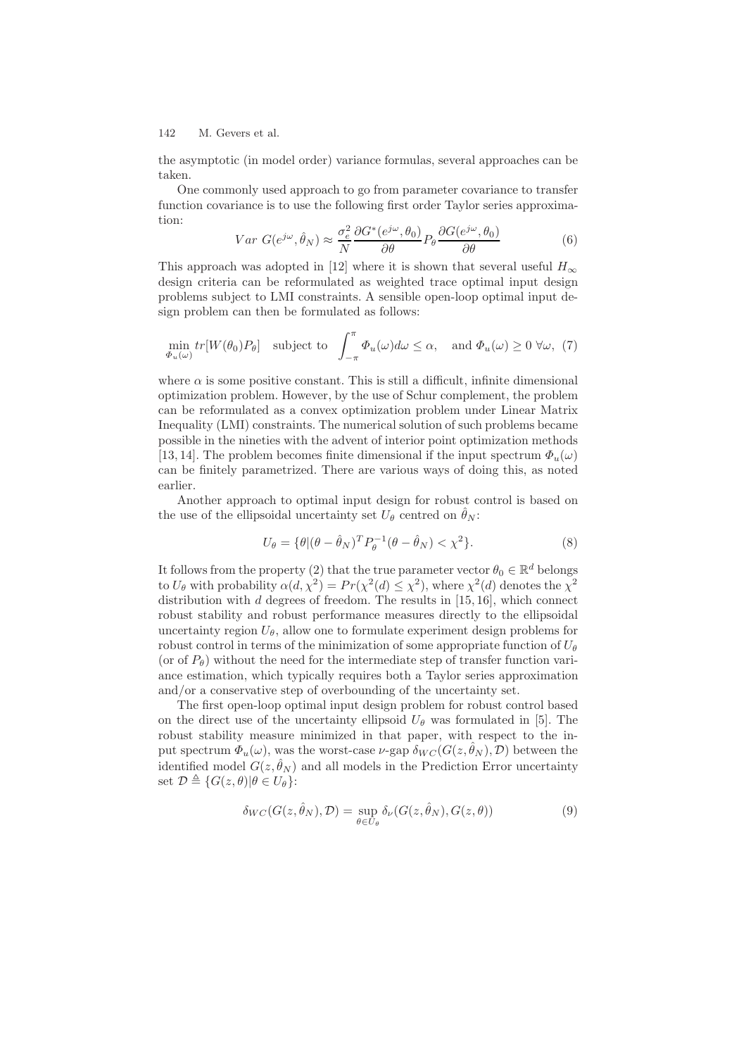the asymptotic (in model order) variance formulas, several approaches can be taken.

One commonly used approach to go from parameter covariance to transfer function covariance is to use the following first order Taylor series approximation:

$$Var\ G(e^{j\omega}, \hat{\theta}_N) \approx \frac{\sigma_e^2}{N} \frac{\partial G^*(e^{j\omega}, \theta_0)}{\partial \theta} P_\theta \frac{\partial G(e^{j\omega}, \theta_0)}{\partial \theta} \tag{6}$$

This approach was adopted in [12] where it is shown that several useful $H_\infty$ design criteria can be reformulated as weighted trace optimal input design problems subject to LMI constraints. A sensible open-loop optimal input design problem can then be formulated as follows:

$$\min_{\Phi_u(\omega)} tr[W(\theta_0)P_\theta] \quad \text{subject to} \quad \int_{-\pi}^{\pi} \Phi_u(\omega) d\omega \leq \alpha, \quad \text{and } \Phi_u(\omega) \geq 0\ \forall \omega, \tag{7}$$

where $\alpha$ is some positive constant. This is still a difficult, infinite dimensional optimization problem. However, by the use of Schur complement, the problem can be reformulated as a convex optimization problem under Linear Matrix Inequality (LMI) constraints. The numerical solution of such problems became possible in the nineties with the advent of interior point optimization methods [13, 14]. The problem becomes finite dimensional if the input spectrum $\Phi_u(\omega)$ can be finitely parametrized. There are various ways of doing this, as noted earlier.

Another approach to optimal input design for robust control is based on the use of the ellipsoidal uncertainty set $U_\theta$ centred on $\hat{\theta}_N$:

$$U_\theta = \{\theta | (\theta - \hat{\theta}_N)^T P_\theta^{-1} (\theta - \hat{\theta}_N) < \chi^2\}. \tag{8}$$

It follows from the property (2) that the true parameter vector $\theta_0 \in \mathbb{R}^d$ belongs to $U_\theta$ with probability $\alpha(d, \chi^2) = Pr(\chi^2(d) \leq \chi^2)$, where $\chi^2(d)$ denotes the $\chi^2$ distribution with $d$ degrees of freedom. The results in [15, 16], which connect robust stability and robust performance measures directly to the ellipsoidal uncertainty region $U_\theta$, allow one to formulate experiment design problems for robust control in terms of the minimization of some appropriate function of $U_\theta$ (or of $P_\theta$) without the need for the intermediate step of transfer function variance estimation, which typically requires both a Taylor series approximation and/or a conservative step of overbounding of the uncertainty set.

The first open-loop optimal input design problem for robust control based on the direct use of the uncertainty ellipsoid $U_\theta$ was formulated in [5]. The robust stability measure minimized in that paper, with respect to the input spectrum $\Phi_u(\omega)$, was the worst-case $\nu$-gap $\delta_{WC}(G(z, \hat{\theta}_N), \mathcal{D})$ between the identified model $G(z, \hat{\theta}_N)$ and all models in the Prediction Error uncertainty set $\mathcal{D} \triangleq \{G(z, \theta) | \theta \in U_\theta\}$:

$$\delta_{WC}(G(z, \hat{\theta}_N), \mathcal{D}) = \sup_{\theta \in U_\theta} \delta_\nu(G(z, \hat{\theta}_N), G(z, \theta)) \tag{9}$$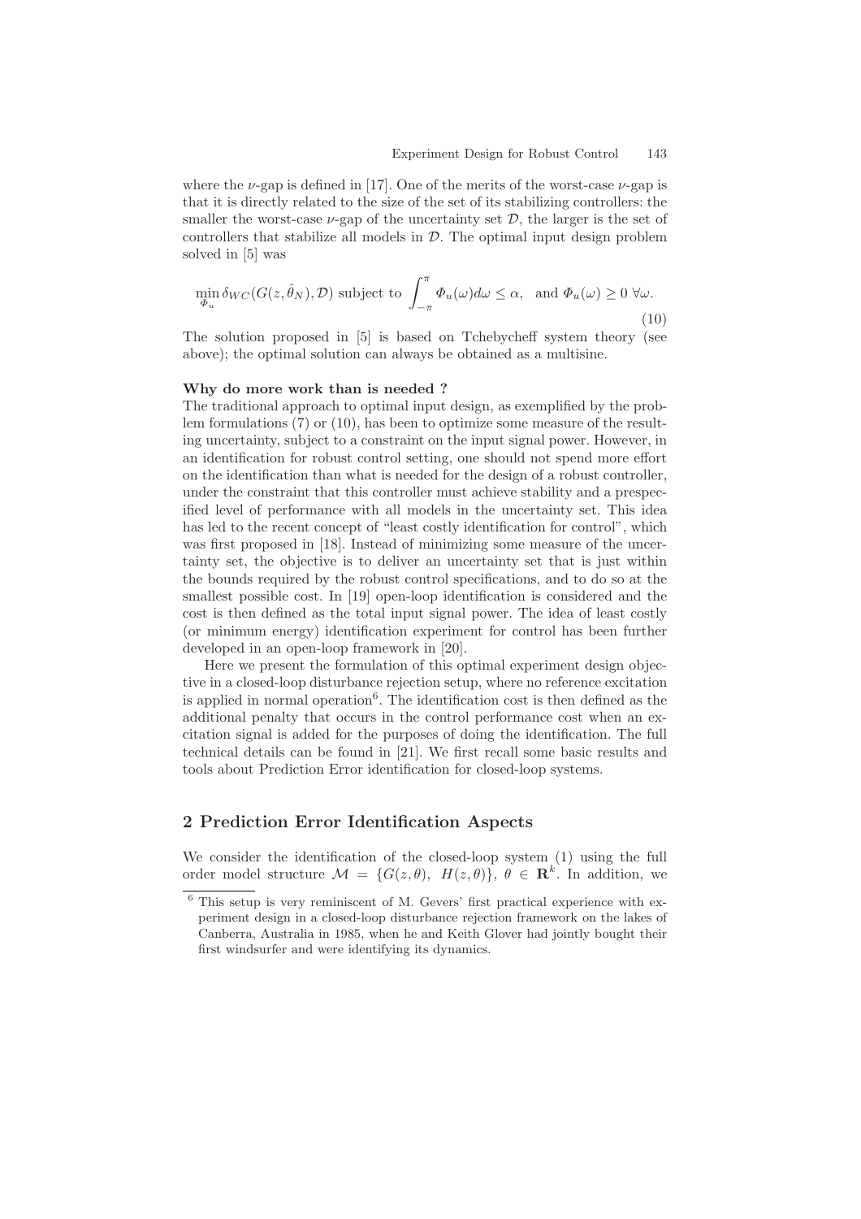where the $\nu$-gap is defined in [17]. One of the merits of the worst-case $\nu$-gap is that it is directly related to the size of the set of its stabilizing controllers: the smaller the worst-case $\nu$-gap of the uncertainty set $\mathcal{D}$, the larger is the set of controllers that stabilize all models in $\mathcal{D}$. The optimal input design problem solved in [5] was

$$\min_{\Phi_u} \delta_{WC}(G(z, \hat{\theta}_N), \mathcal{D}) \text{ subject to } \int_{-\pi}^{\pi} \Phi_u(\omega) d\omega \leq \alpha, \text{ and } \Phi_u(\omega) \geq 0 \ \forall \omega. \tag{10}$$

The solution proposed in [5] is based on Tchebycheff system theory (see above); the optimal solution can always be obtained as a multisine.

**Why do more work than is needed ?**

The traditional approach to optimal input design, as exemplified by the problem formulations (7) or (10), has been to optimize some measure of the resulting uncertainty, subject to a constraint on the input signal power. However, in an identification for robust control setting, one should not spend more effort on the identification than what is needed for the design of a robust controller, under the constraint that this controller must achieve stability and a prespecified level of performance with all models in the uncertainty set. This idea has led to the recent concept of "least costly identification for control", which was first proposed in [18]. Instead of minimizing some measure of the uncertainty set, the objective is to deliver an uncertainty set that is just within the bounds required by the robust control specifications, and to do so at the smallest possible cost. In [19] open-loop identification is considered and the cost is then defined as the total input signal power. The idea of least costly (or minimum energy) identification experiment for control has been further developed in an open-loop framework in [20].

Here we present the formulation of this optimal experiment design objective in a closed-loop disturbance rejection setup, where no reference excitation is applied in normal operation[6]. The identification cost is then defined as the additional penalty that occurs in the control performance cost when an excitation signal is added for the purposes of doing the identification. The full technical details can be found in [21]. We first recall some basic results and tools about Prediction Error identification for closed-loop systems.

## 2 Prediction Error Identification Aspects

We consider the identification of the closed-loop system (1) using the full order model structure $\mathcal{M} = \{G(z, \theta), \ H(z, \theta)\}, \ \theta \in \mathbf{R}^k$. In addition, we

[6] This setup is very reminiscent of M. Gevers' first practical experience with experiment design in a closed-loop disturbance rejection framework on the lakes of Canberra, Australia in 1985, when he and Keith Glover had jointly bought their first windsurfer and were identifying its dynamics.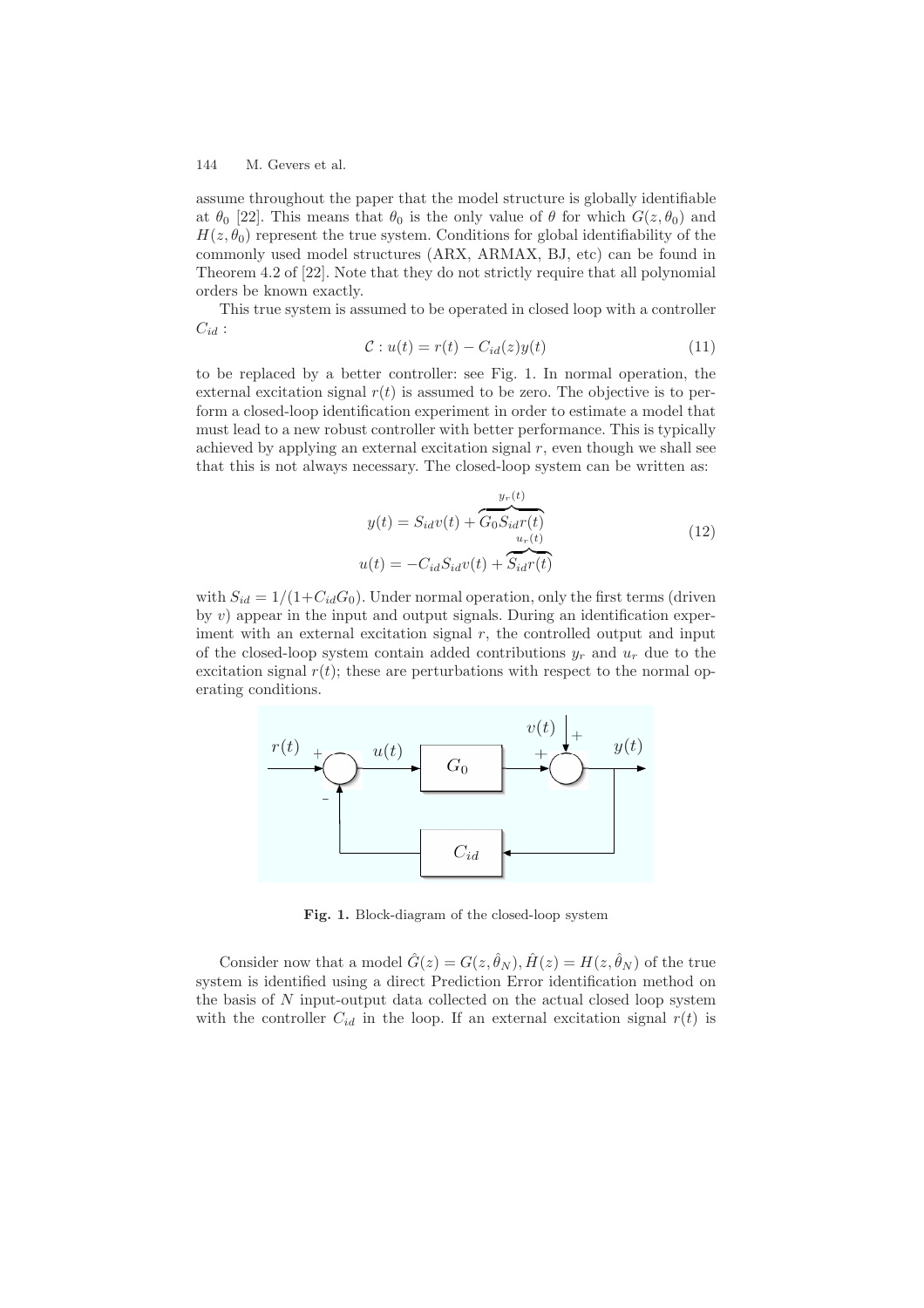assume throughout the paper that the model structure is globally identifiable at $\theta_0$ [22]. This means that $\theta_0$ is the only value of $\theta$ for which $G(z, \theta_0)$ and $H(z, \theta_0)$ represent the true system. Conditions for global identifiability of the commonly used model structures (ARX, ARMAX, BJ, etc) can be found in Theorem 4.2 of [22]. Note that they do not strictly require that all polynomial orders be known exactly.

This true system is assumed to be operated in closed loop with a controller $C_{id}$ :

$$\mathcal{C} : u(t) = r(t) - C_{id}(z)y(t) \tag{11}$$

to be replaced by a better controller: see Fig. 1. In normal operation, the external excitation signal $r(t)$ is assumed to be zero. The objective is to perform a closed-loop identification experiment in order to estimate a model that must lead to a new robust controller with better performance. This is typically achieved by applying an external excitation signal $r$, even though we shall see that this is not always necessary. The closed-loop system can be written as:

$$\begin{aligned} y(t) &= S_{id}v(t) + \overbrace{G_0 S_{id} r(t)}^{y_r(t)} \\ u(t) &= -C_{id}S_{id}v(t) + \overbrace{S_{id} r(t)}^{u_r(t)} \end{aligned} \tag{12}$$

with $S_{id} = 1/(1+C_{id}G_0)$. Under normal operation, only the first terms (driven by $v$) appear in the input and output signals. During an identification experiment with an external excitation signal $r$, the controlled output and input of the closed-loop system contain added contributions $y_r$ and $u_r$ due to the excitation signal $r(t)$; these are perturbations with respect to the normal operating conditions.

**Fig. 1.** Block-diagram of the closed-loop system

Consider now that a model $\hat{G}(z) = G(z, \hat{\theta}_N), \hat{H}(z) = H(z, \hat{\theta}_N)$ of the true system is identified using a direct Prediction Error identification method on the basis of $N$ input-output data collected on the actual closed loop system with the controller $C_{id}$ in the loop. If an external excitation signal $r(t)$ is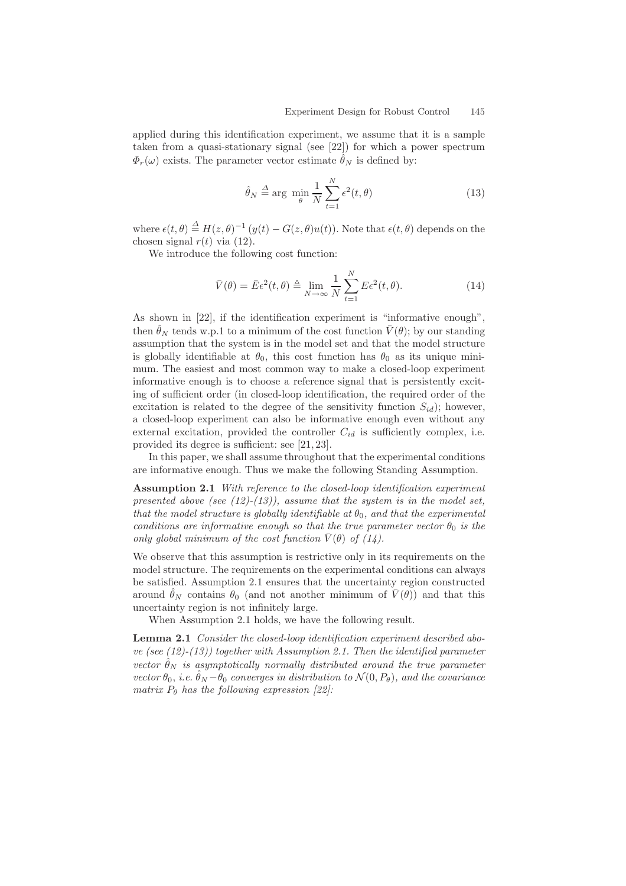applied during this identification experiment, we assume that it is a sample taken from a quasi-stationary signal (see [22]) for which a power spectrum $\Phi_r(\omega)$ exists. The parameter vector estimate $\hat{\theta}_N$ is defined by:

$$\hat{\theta}_N \stackrel{\Delta}{=} \arg \min_{\theta} \frac{1}{N} \sum_{t=1}^{N} \epsilon^2(t, \theta) \tag{13}$$

where $\epsilon(t, \theta) \stackrel{\Delta}{=} H(z, \theta)^{-1} (y(t) - G(z, \theta)u(t))$. Note that $\epsilon(t, \theta)$ depends on the chosen signal $r(t)$ via (12).

We introduce the following cost function:

$$\bar{V}(\theta) = \bar{E}\epsilon^2(t, \theta) \triangleq \lim_{N \to \infty} \frac{1}{N} \sum_{t=1}^{N} E\epsilon^2(t, \theta). \tag{14}$$

As shown in [22], if the identification experiment is "informative enough", then $\hat{\theta}_N$ tends w.p.1 to a minimum of the cost function $\bar{V}(\theta)$; by our standing assumption that the system is in the model set and that the model structure is globally identifiable at $\theta_0$, this cost function has $\theta_0$ as its unique minimum. The easiest and most common way to make a closed-loop experiment informative enough is to choose a reference signal that is persistently exciting of sufficient order (in closed-loop identification, the required order of the excitation is related to the degree of the sensitivity function $S_{id}$); however, a closed-loop experiment can also be informative enough even without any external excitation, provided the controller $C_{id}$ is sufficiently complex, i.e. provided its degree is sufficient: see [21, 23].

In this paper, we shall assume throughout that the experimental conditions are informative enough. Thus we make the following Standing Assumption.

**Assumption 2.1** *With reference to the closed-loop identification experiment presented above (see (12)-(13)), assume that the system is in the model set, that the model structure is globally identifiable at $\theta_0$, and that the experimental conditions are informative enough so that the true parameter vector $\theta_0$ is the only global minimum of the cost function $\bar{V}(\theta)$ of (14).*

We observe that this assumption is restrictive only in its requirements on the model structure. The requirements on the experimental conditions can always be satisfied. Assumption 2.1 ensures that the uncertainty region constructed around $\hat{\theta}_N$ contains $\theta_0$ (and not another minimum of $\bar{V}(\theta)$) and that this uncertainty region is not infinitely large.

When Assumption 2.1 holds, we have the following result.

**Lemma 2.1** *Consider the closed-loop identification experiment described above (see (12)-(13)) together with Assumption 2.1. Then the identified parameter vector $\hat{\theta}_N$ is asymptotically normally distributed around the true parameter vector $\theta_0$, i.e. $\hat{\theta}_N - \theta_0$ converges in distribution to $\mathcal{N}(0, P_\theta)$, and the covariance matrix $P_\theta$ has the following expression [22]:*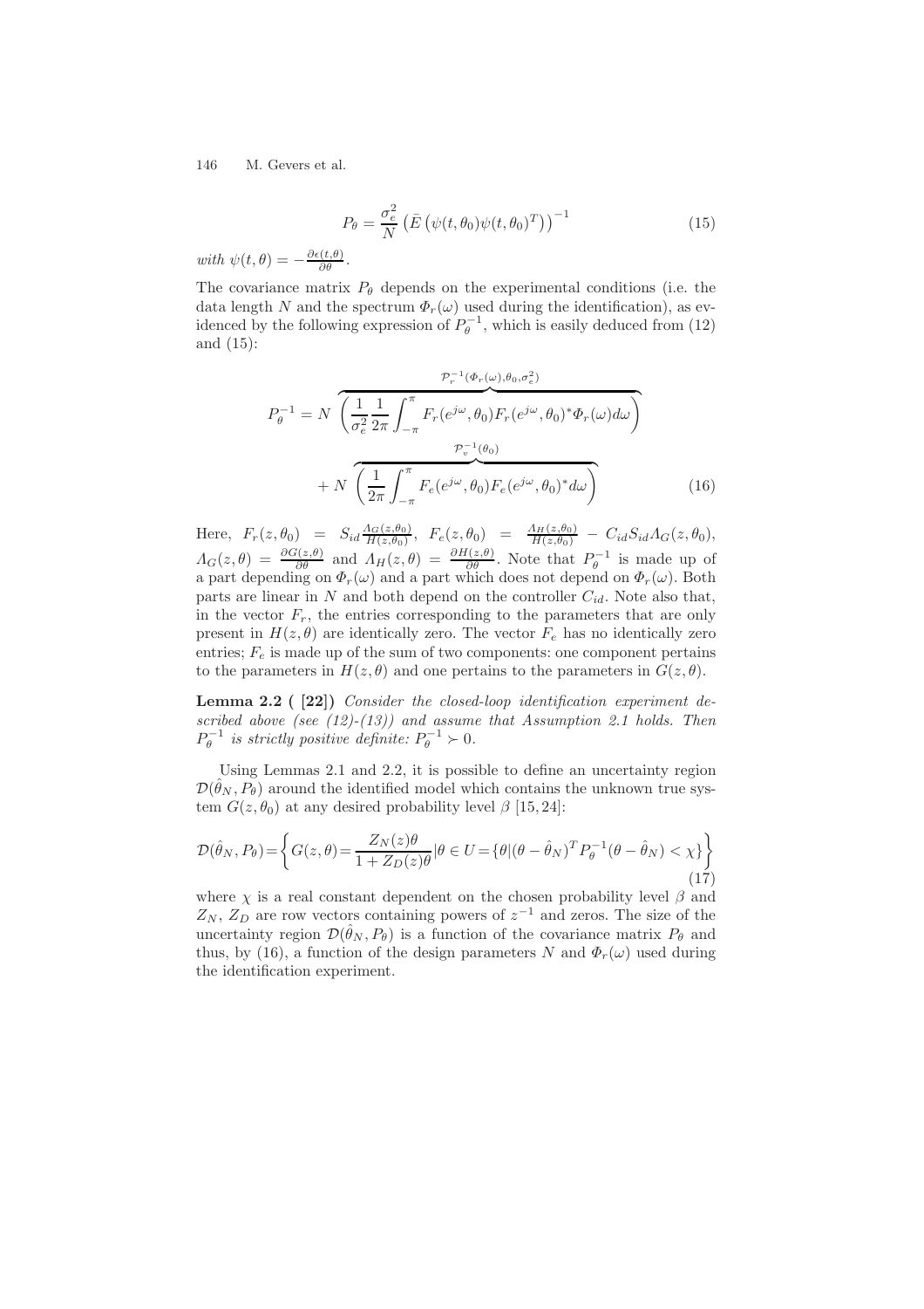$$P_\theta = \frac{\sigma_e^2}{N}\left(\bar{E}\left(\psi(t,\theta_0)\psi(t,\theta_0)^T\right)\right)^{-1} \tag{15}$$

*with* $\psi(t,\theta) = -\frac{\partial \epsilon(t,\theta)}{\partial \theta}$.

The covariance matrix $P_\theta$ depends on the experimental conditions (i.e. the data length $N$ and the spectrum $\Phi_r(\omega)$ used during the identification), as evidenced by the following expression of $P_\theta^{-1}$, which is easily deduced from (12) and (15):

$$P_\theta^{-1} = N \overbrace{\left(\frac{1}{\sigma_e^2}\frac{1}{2\pi}\int_{-\pi}^{\pi} F_r(e^{j\omega},\theta_0)F_r(e^{j\omega},\theta_0)^*\Phi_r(\omega)d\omega\right)}^{\mathcal{P}_r^{-1}(\Phi_r(\omega),\theta_0,\sigma_e^2)} + N \overbrace{\left(\frac{1}{2\pi}\int_{-\pi}^{\pi} F_e(e^{j\omega},\theta_0)F_e(e^{j\omega},\theta_0)^* d\omega\right)}^{\mathcal{P}_v^{-1}(\theta_0)} \tag{16}$$

Here, $F_r(z,\theta_0) = S_{id}\frac{\Lambda_G(z,\theta_0)}{H(z,\theta_0)}$, $F_e(z,\theta_0) = \frac{\Lambda_H(z,\theta_0)}{H(z,\theta_0)} - C_{id}S_{id}\Lambda_G(z,\theta_0)$, $\Lambda_G(z,\theta) = \frac{\partial G(z,\theta)}{\partial \theta}$ and $\Lambda_H(z,\theta) = \frac{\partial H(z,\theta)}{\partial \theta}$. Note that $P_\theta^{-1}$ is made up of a part depending on $\Phi_r(\omega)$ and a part which does not depend on $\Phi_r(\omega)$. Both parts are linear in $N$ and both depend on the controller $C_{id}$. Note also that, in the vector $F_r$, the entries corresponding to the parameters that are only present in $H(z,\theta)$ are identically zero. The vector $F_e$ has no identically zero entries; $F_e$ is made up of the sum of two components: one component pertains to the parameters in $H(z,\theta)$ and one pertains to the parameters in $G(z,\theta)$.

**Lemma 2.2 ( [22])** *Consider the closed-loop identification experiment described above (see (12)-(13)) and assume that Assumption 2.1 holds. Then* $P_\theta^{-1}$ *is strictly positive definite:* $P_\theta^{-1} \succ 0$.

Using Lemmas 2.1 and 2.2, it is possible to define an uncertainty region $\mathcal{D}(\hat{\theta}_N, P_\theta)$ around the identified model which contains the unknown true system $G(z,\theta_0)$ at any desired probability level $\beta$ [15, 24]:

$$\mathcal{D}(\hat{\theta}_N, P_\theta) = \left\{ G(z,\theta) = \frac{Z_N(z)\theta}{1 + Z_D(z)\theta} \middle| \theta \in U = \{\theta | (\theta - \hat{\theta}_N)^T P_\theta^{-1}(\theta - \hat{\theta}_N) < \chi\} \right\} \tag{17}$$

where $\chi$ is a real constant dependent on the chosen probability level $\beta$ and $Z_N$, $Z_D$ are row vectors containing powers of $z^{-1}$ and zeros. The size of the uncertainty region $\mathcal{D}(\hat{\theta}_N, P_\theta)$ is a function of the covariance matrix $P_\theta$ and thus, by (16), a function of the design parameters $N$ and $\Phi_r(\omega)$ used during the identification experiment.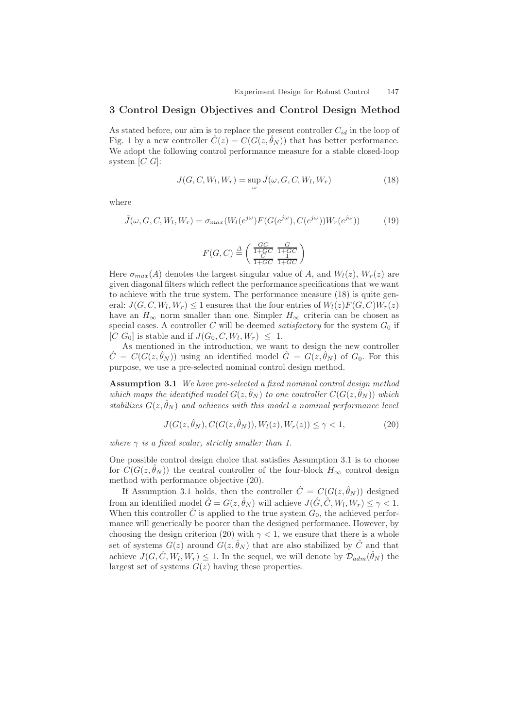## 3 Control Design Objectives and Control Design Method

As stated before, our aim is to replace the present controller $C_{id}$ in the loop of Fig. 1 by a new controller $\hat{C}(z) = C(G(z, \hat{\theta}_N))$ that has better performance. We adopt the following control performance measure for a stable closed-loop system $[C \; G]$:

$$J(G, C, W_l, W_r) = \sup_{\omega} \bar{J}(\omega, G, C, W_l, W_r) \tag{18}$$

where

$$\bar{J}(\omega, G, C, W_l, W_r) = \sigma_{max}(W_l(e^{j\omega}) F(G(e^{j\omega}), C(e^{j\omega})) W_r(e^{j\omega})) \tag{19}$$

$$F(G, C) \stackrel{\Delta}{=} \begin{pmatrix} \frac{GC}{1+GC} & \frac{G}{1+GC} \\ \frac{C}{1+GC} & \frac{1}{1+GC} \end{pmatrix}$$

Here $\sigma_{max}(A)$ denotes the largest singular value of $A$, and $W_l(z)$, $W_r(z)$ are given diagonal filters which reflect the performance specifications that we want to achieve with the true system. The performance measure (18) is quite general: $J(G, C, W_l, W_r) \leq 1$ ensures that the four entries of $W_l(z) F(G, C) W_r(z)$ have an $H_\infty$ norm smaller than one. Simpler $H_\infty$ criteria can be chosen as special cases. A controller $C$ will be deemed *satisfactory* for the system $G_0$ if $[C \; G_0]$ is stable and if $J(G_0, C, W_l, W_r) \leq 1$.

As mentioned in the introduction, we want to design the new controller $\hat{C} = C(G(z, \hat{\theta}_N))$ using an identified model $\hat{G} = G(z, \hat{\theta}_N)$ of $G_0$. For this purpose, we use a pre-selected nominal control design method.

**Assumption 3.1** *We have pre-selected a fixed nominal control design method which maps the identified model $G(z, \hat{\theta}_N)$ to one controller $C(G(z, \hat{\theta}_N))$ which stabilizes $G(z, \hat{\theta}_N)$ and achieves with this model a nominal performance level*

$$J(G(z, \hat{\theta}_N), C(G(z, \hat{\theta}_N)), W_l(z), W_r(z)) \leq \gamma < 1, \tag{20}$$

*where $\gamma$ is a fixed scalar, strictly smaller than 1.*

One possible control design choice that satisfies Assumption 3.1 is to choose for $C(G(z, \hat{\theta}_N))$ the central controller of the four-block $H_\infty$ control design method with performance objective (20).

If Assumption 3.1 holds, then the controller $\hat{C} = C(G(z, \hat{\theta}_N))$ designed from an identified model $\hat{G} = G(z, \hat{\theta}_N)$ will achieve $J(\hat{G}, \hat{C}, W_l, W_r) \leq \gamma < 1$. When this controller $\hat{C}$ is applied to the true system $G_0$, the achieved performance will generically be poorer than the designed performance. However, by choosing the design criterion (20) with $\gamma < 1$, we ensure that there is a whole set of systems $G(z)$ around $G(z, \hat{\theta}_N)$ that are also stabilized by $\hat{C}$ and that achieve $J(G, \hat{C}, W_l, W_r) \leq 1$. In the sequel, we will denote by $\mathcal{D}_{adm}(\hat{\theta}_N)$ the largest set of systems $G(z)$ having these properties.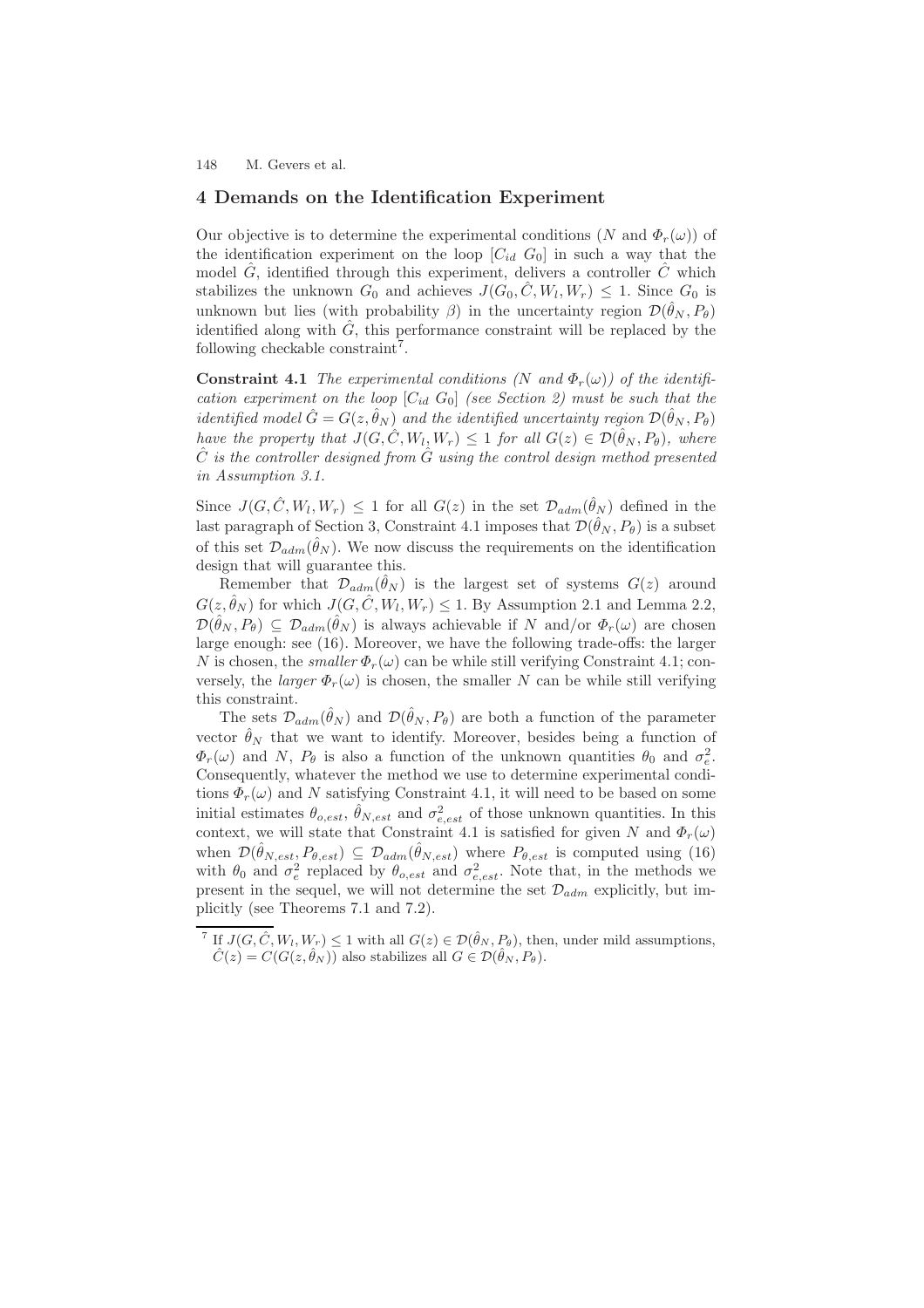## 4 Demands on the Identification Experiment

Our objective is to determine the experimental conditions ($N$ and $\Phi_r(\omega)$) of the identification experiment on the loop $[C_{id}\ G_0]$ in such a way that the model $\hat{G}$, identified through this experiment, delivers a controller $\hat{C}$ which stabilizes the unknown $G_0$ and achieves $J(G_0, \hat{C}, W_l, W_r) \leq 1$. Since $G_0$ is unknown but lies (with probability $\beta$) in the uncertainty region $\mathcal{D}(\hat{\theta}_N, P_\theta)$ identified along with $\hat{G}$, this performance constraint will be replaced by the following checkable constraint[7].

**Constraint 4.1** *The experimental conditions ($N$ and $\Phi_r(\omega)$) of the identification experiment on the loop $[C_{id}\ G_0]$ (see Section 2) must be such that the identified model $\hat{G} = G(z, \hat{\theta}_N)$ and the identified uncertainty region $\mathcal{D}(\hat{\theta}_N, P_\theta)$ have the property that $J(G, \hat{C}, W_l, W_r) \leq 1$ for all $G(z) \in \mathcal{D}(\hat{\theta}_N, P_\theta)$, where $\hat{C}$ is the controller designed from $\hat{G}$ using the control design method presented in Assumption 3.1.*

Since $J(G, \hat{C}, W_l, W_r) \leq 1$ for all $G(z)$ in the set $\mathcal{D}_{adm}(\hat{\theta}_N)$ defined in the last paragraph of Section 3, Constraint 4.1 imposes that $\mathcal{D}(\hat{\theta}_N, P_\theta)$ is a subset of this set $\mathcal{D}_{adm}(\hat{\theta}_N)$. We now discuss the requirements on the identification design that will guarantee this.

Remember that $\mathcal{D}_{adm}(\hat{\theta}_N)$ is the largest set of systems $G(z)$ around $G(z, \hat{\theta}_N)$ for which $J(G, \hat{C}, W_l, W_r) \leq 1$. By Assumption 2.1 and Lemma 2.2, $\mathcal{D}(\hat{\theta}_N, P_\theta) \subseteq \mathcal{D}_{adm}(\hat{\theta}_N)$ is always achievable if $N$ and/or $\Phi_r(\omega)$ are chosen large enough: see (16). Moreover, we have the following trade-offs: the larger $N$ is chosen, the *smaller* $\Phi_r(\omega)$ can be while still verifying Constraint 4.1; conversely, the *larger* $\Phi_r(\omega)$ is chosen, the smaller $N$ can be while still verifying this constraint.

The sets $\mathcal{D}_{adm}(\hat{\theta}_N)$ and $\mathcal{D}(\hat{\theta}_N, P_\theta)$ are both a function of the parameter vector $\hat{\theta}_N$ that we want to identify. Moreover, besides being a function of $\Phi_r(\omega)$ and $N$, $P_\theta$ is also a function of the unknown quantities $\theta_0$ and $\sigma_e^2$. Consequently, whatever the method we use to determine experimental conditions $\Phi_r(\omega)$ and $N$ satisfying Constraint 4.1, it will need to be based on some initial estimates $\theta_{o,est}$, $\hat{\theta}_{N,est}$ and $\sigma_{e,est}^2$ of those unknown quantities. In this context, we will state that Constraint 4.1 is satisfied for given $N$ and $\Phi_r(\omega)$ when $\mathcal{D}(\hat{\theta}_{N,est}, P_{\theta,est}) \subseteq \mathcal{D}_{adm}(\hat{\theta}_{N,est})$ where $P_{\theta,est}$ is computed using (16) with $\theta_0$ and $\sigma_e^2$ replaced by $\theta_{o,est}$ and $\sigma_{e,est}^2$. Note that, in the methods we present in the sequel, we will not determine the set $\mathcal{D}_{adm}$ explicitly, but implicitly (see Theorems 7.1 and 7.2).

[7] If $J(G, \hat{C}, W_l, W_r) \leq 1$ with all $G(z) \in \mathcal{D}(\hat{\theta}_N, P_\theta)$, then, under mild assumptions, $\hat{C}(z) = C(G(z, \hat{\theta}_N))$ also stabilizes all $G \in \mathcal{D}(\hat{\theta}_N, P_\theta)$.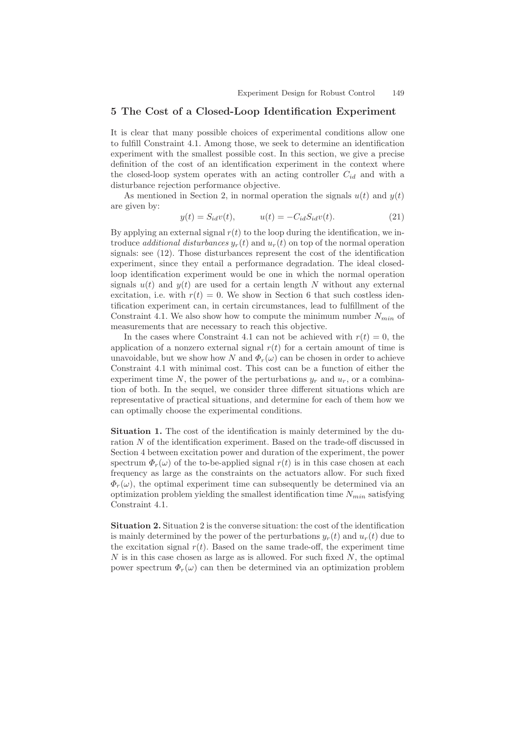## 5 The Cost of a Closed-Loop Identification Experiment

It is clear that many possible choices of experimental conditions allow one to fulfill Constraint 4.1. Among those, we seek to determine an identification experiment with the smallest possible cost. In this section, we give a precise definition of the cost of an identification experiment in the context where the closed-loop system operates with an acting controller $C_{id}$ and with a disturbance rejection performance objective.

As mentioned in Section 2, in normal operation the signals $u(t)$ and $y(t)$ are given by:

$$y(t) = S_{id}v(t), \qquad u(t) = -C_{id}S_{id}v(t). \tag{21}$$

By applying an external signal $r(t)$ to the loop during the identification, we introduce *additional disturbances* $y_r(t)$ and $u_r(t)$ on top of the normal operation signals: see (12). Those disturbances represent the cost of the identification experiment, since they entail a performance degradation. The ideal closed-loop identification experiment would be one in which the normal operation signals $u(t)$ and $y(t)$ are used for a certain length $N$ without any external excitation, i.e. with $r(t) = 0$. We show in Section 6 that such costless identification experiment can, in certain circumstances, lead to fulfillment of the Constraint 4.1. We also show how to compute the minimum number $N_{min}$ of measurements that are necessary to reach this objective.

In the cases where Constraint 4.1 can not be achieved with $r(t) = 0$, the application of a nonzero external signal $r(t)$ for a certain amount of time is unavoidable, but we show how $N$ and $\Phi_r(\omega)$ can be chosen in order to achieve Constraint 4.1 with minimal cost. This cost can be a function of either the experiment time $N$, the power of the perturbations $y_r$ and $u_r$, or a combination of both. In the sequel, we consider three different situations which are representative of practical situations, and determine for each of them how we can optimally choose the experimental conditions.

**Situation 1.** The cost of the identification is mainly determined by the duration $N$ of the identification experiment. Based on the trade-off discussed in Section 4 between excitation power and duration of the experiment, the power spectrum $\Phi_r(\omega)$ of the to-be-applied signal $r(t)$ is in this case chosen at each frequency as large as the constraints on the actuators allow. For such fixed $\Phi_r(\omega)$, the optimal experiment time can subsequently be determined via an optimization problem yielding the smallest identification time $N_{min}$ satisfying Constraint 4.1.

**Situation 2.** Situation 2 is the converse situation: the cost of the identification is mainly determined by the power of the perturbations $y_r(t)$ and $u_r(t)$ due to the excitation signal $r(t)$. Based on the same trade-off, the experiment time $N$ is in this case chosen as large as is allowed. For such fixed $N$, the optimal power spectrum $\Phi_r(\omega)$ can then be determined via an optimization problem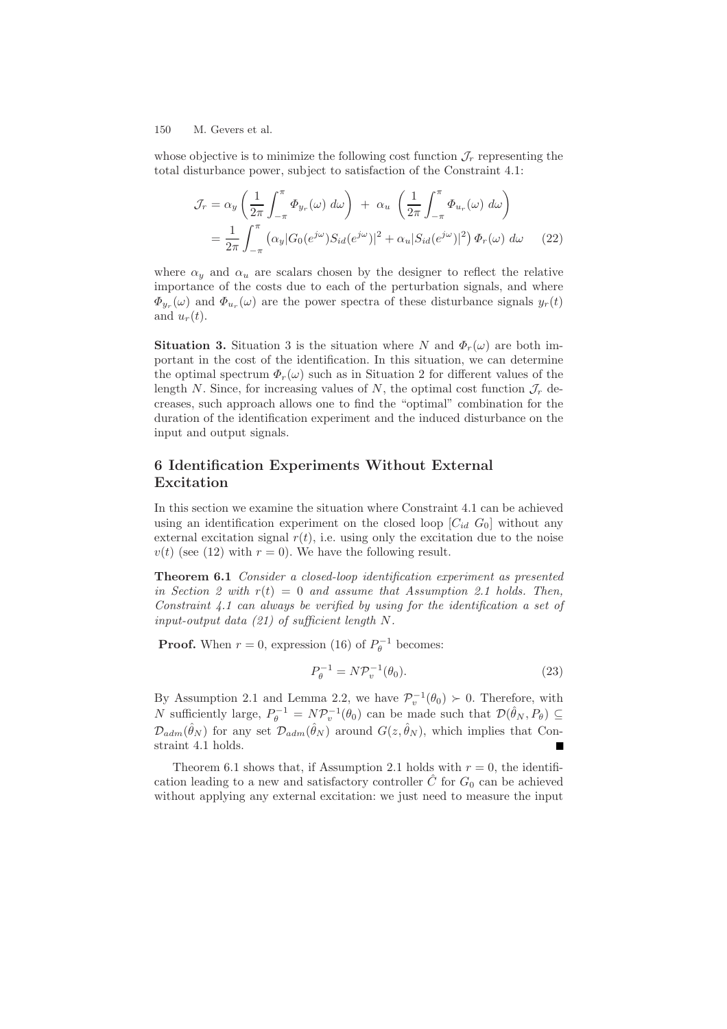whose objective is to minimize the following cost function $\mathcal{J}_r$ representing the total disturbance power, subject to satisfaction of the Constraint 4.1:

$$
\begin{aligned}
\mathcal{J}_r &= \alpha_y \left( \frac{1}{2\pi} \int_{-\pi}^{\pi} \Phi_{y_r}(\omega)\, d\omega \right) \;+\; \alpha_u \;\left( \frac{1}{2\pi} \int_{-\pi}^{\pi} \Phi_{u_r}(\omega)\, d\omega \right) \\
&= \frac{1}{2\pi} \int_{-\pi}^{\pi} \left( \alpha_y |G_0(e^{j\omega}) S_{id}(e^{j\omega})|^2 + \alpha_u |S_{id}(e^{j\omega})|^2 \right) \Phi_r(\omega)\, d\omega \qquad (22)
\end{aligned}
$$

where $\alpha_y$ and $\alpha_u$ are scalars chosen by the designer to reflect the relative importance of the costs due to each of the perturbation signals, and where $\Phi_{y_r}(\omega)$ and $\Phi_{u_r}(\omega)$ are the power spectra of these disturbance signals $y_r(t)$ and $u_r(t)$.

**Situation 3.** Situation 3 is the situation where $N$ and $\Phi_r(\omega)$ are both important in the cost of the identification. In this situation, we can determine the optimal spectrum $\Phi_r(\omega)$ such as in Situation 2 for different values of the length $N$. Since, for increasing values of $N$, the optimal cost function $\mathcal{J}_r$ decreases, such approach allows one to find the "optimal" combination for the duration of the identification experiment and the induced disturbance on the input and output signals.

## 6 Identification Experiments Without External Excitation

In this section we examine the situation where Constraint 4.1 can be achieved using an identification experiment on the closed loop $[C_{id}\ G_0]$ without any external excitation signal $r(t)$, i.e. using only the excitation due to the noise $v(t)$ (see (12) with $r = 0$). We have the following result.

**Theorem 6.1** *Consider a closed-loop identification experiment as presented in Section 2 with $r(t) = 0$ and assume that Assumption 2.1 holds. Then, Constraint 4.1 can always be verified by using for the identification a set of input-output data (21) of sufficient length $N$.*

**Proof.** When $r = 0$, expression (16) of $P_\theta^{-1}$ becomes:

$$
P_\theta^{-1} = N \mathcal{P}_v^{-1}(\theta_0). \qquad (23)
$$

By Assumption 2.1 and Lemma 2.2, we have $\mathcal{P}_v^{-1}(\theta_0) \succ 0$. Therefore, with $N$ sufficiently large, $P_\theta^{-1} = N\mathcal{P}_v^{-1}(\theta_0)$ can be made such that $\mathcal{D}(\hat{\theta}_N, P_\theta) \subseteq \mathcal{D}_{adm}(\hat{\theta}_N)$ for any set $\mathcal{D}_{adm}(\hat{\theta}_N)$ around $G(z, \hat{\theta}_N)$, which implies that Constraint 4.1 holds. ■

Theorem 6.1 shows that, if Assumption 2.1 holds with $r = 0$, the identification leading to a new and satisfactory controller $\hat{C}$ for $G_0$ can be achieved without applying any external excitation: we just need to measure the input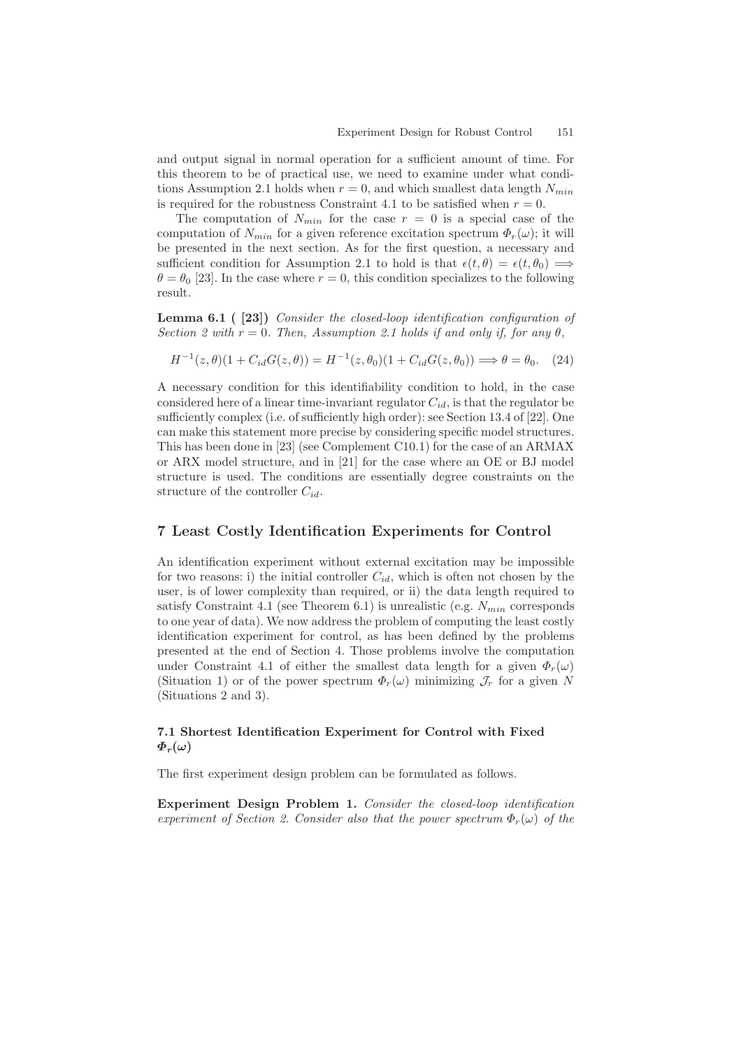and output signal in normal operation for a sufficient amount of time. For this theorem to be of practical use, we need to examine under what conditions Assumption 2.1 holds when $r = 0$, and which smallest data length $N_{min}$ is required for the robustness Constraint 4.1 to be satisfied when $r = 0$.

The computation of $N_{min}$ for the case $r = 0$ is a special case of the computation of $N_{min}$ for a given reference excitation spectrum $\Phi_r(\omega)$; it will be presented in the next section. As for the first question, a necessary and sufficient condition for Assumption 2.1 to hold is that $\epsilon(t, \theta) = \epsilon(t, \theta_0) \implies \theta = \theta_0$ [23]. In the case where $r = 0$, this condition specializes to the following result.

**Lemma 6.1 ( [23])** *Consider the closed-loop identification configuration of Section 2 with $r = 0$. Then, Assumption 2.1 holds if and only if, for any $\theta$,*

$$H^{-1}(z, \theta)(1 + C_{id}G(z, \theta)) = H^{-1}(z, \theta_0)(1 + C_{id}G(z, \theta_0)) \implies \theta = \theta_0. \quad (24)$$

A necessary condition for this identifiability condition to hold, in the case considered here of a linear time-invariant regulator $C_{id}$, is that the regulator be sufficiently complex (i.e. of sufficiently high order): see Section 13.4 of [22]. One can make this statement more precise by considering specific model structures. This has been done in [23] (see Complement C10.1) for the case of an ARMAX or ARX model structure, and in [21] for the case where an OE or BJ model structure is used. The conditions are essentially degree constraints on the structure of the controller $C_{id}$.

## 7 Least Costly Identification Experiments for Control

An identification experiment without external excitation may be impossible for two reasons: i) the initial controller $C_{id}$, which is often not chosen by the user, is of lower complexity than required, or ii) the data length required to satisfy Constraint 4.1 (see Theorem 6.1) is unrealistic (e.g. $N_{min}$ corresponds to one year of data). We now address the problem of computing the least costly identification experiment for control, as has been defined by the problems presented at the end of Section 4. Those problems involve the computation under Constraint 4.1 of either the smallest data length for a given $\Phi_r(\omega)$ (Situation 1) or of the power spectrum $\Phi_r(\omega)$ minimizing $\mathcal{J}_r$ for a given $N$ (Situations 2 and 3).

### 7.1 Shortest Identification Experiment for Control with Fixed $\Phi_r(\omega)$

The first experiment design problem can be formulated as follows.

**Experiment Design Problem 1.** *Consider the closed-loop identification experiment of Section 2. Consider also that the power spectrum $\Phi_r(\omega)$ of the*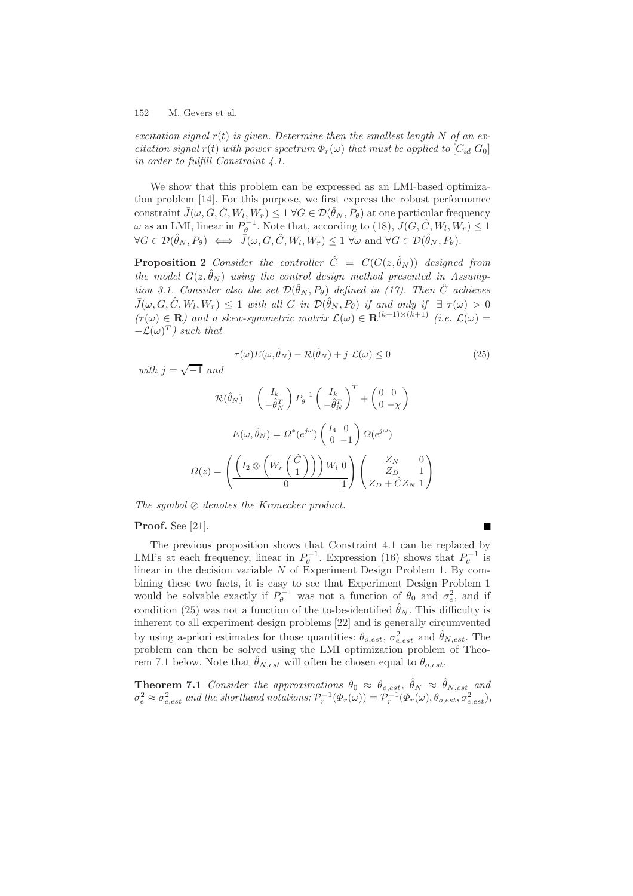*excitation signal $r(t)$ is given. Determine then the smallest length $N$ of an excitation signal $r(t)$ with power spectrum $\Phi_r(\omega)$ that must be applied to $[C_{id}\ G_0]$ in order to fulfill Constraint 4.1.*

We show that this problem can be expressed as an LMI-based optimization problem [14]. For this purpose, we first express the robust performance constraint $\bar{J}(\omega, G, \hat{C}, W_l, W_r) \leq 1\ \forall G \in \mathcal{D}(\hat{\theta}_N, P_\theta)$ at one particular frequency $\omega$ as an LMI, linear in $P_\theta^{-1}$. Note that, according to (18), $J(G, \hat{C}, W_l, W_r) \leq 1$ $\forall G \in \mathcal{D}(\hat{\theta}_N, P_\theta) \iff \bar{J}(\omega, G, \hat{C}, W_l, W_r) \leq 1\ \forall \omega$ and $\forall G \in \mathcal{D}(\hat{\theta}_N, P_\theta)$.

**Proposition 2** *Consider the controller $\hat{C} = C(G(z, \hat{\theta}_N))$ designed from the model $G(z, \hat{\theta}_N)$ using the control design method presented in Assumption 3.1. Consider also the set $\mathcal{D}(\hat{\theta}_N, P_\theta)$ defined in (17). Then $\hat{C}$ achieves $\bar{J}(\omega, G, \hat{C}, W_l, W_r) \leq 1$ with all $G$ in $\mathcal{D}(\hat{\theta}_N, P_\theta)$ if and only if $\exists\ \tau(\omega) > 0$ ($\tau(\omega) \in \mathbf{R}$) and a skew-symmetric matrix $\mathcal{L}(\omega) \in \mathbf{R}^{(k+1)\times(k+1)}$ (i.e. $\mathcal{L}(\omega) = -\mathcal{L}(\omega)^T$) such that*

$$\tau(\omega) E(\omega, \hat{\theta}_N) - \mathcal{R}(\hat{\theta}_N) + j\ \mathcal{L}(\omega) \leq 0 \tag{25}$$

*with $j = \sqrt{-1}$ and*

$$\mathcal{R}(\hat{\theta}_N) = \begin{pmatrix} I_k \\ -\hat{\theta}_N^T \end{pmatrix} P_\theta^{-1} \begin{pmatrix} I_k \\ -\hat{\theta}_N^T \end{pmatrix}^T + \begin{pmatrix} 0 & 0 \\ 0 & -\chi \end{pmatrix}$$

$$E(\omega, \hat{\theta}_N) = \Omega^*(e^{j\omega}) \begin{pmatrix} I_4 & 0 \\ 0 & -1 \end{pmatrix} \Omega(e^{j\omega})$$

$$\Omega(z) = \left( \begin{array}{c|c} \left( I_2 \otimes \left( W_r \begin{pmatrix} \hat{C} \\ 1 \end{pmatrix} \right) \right) W_l & 0 \\ \hline 0 & 1 \end{array} \right) \begin{pmatrix} Z_N & 0 \\ Z_D & 1 \\ Z_D + \hat{C} Z_N & 1 \end{pmatrix}$$

*The symbol $\otimes$ denotes the Kronecker product.*

**Proof.** See [21]. ∎

The previous proposition shows that Constraint 4.1 can be replaced by LMI's at each frequency, linear in $P_\theta^{-1}$. Expression (16) shows that $P_\theta^{-1}$ is linear in the decision variable $N$ of Experiment Design Problem 1. By combining these two facts, it is easy to see that Experiment Design Problem 1 would be solvable exactly if $P_\theta^{-1}$ was not a function of $\theta_0$ and $\sigma_e^2$, and if condition (25) was not a function of the to-be-identified $\hat{\theta}_N$. This difficulty is inherent to all experiment design problems [22] and is generally circumvented by using a-priori estimates for those quantities: $\theta_{o,est}$, $\sigma_{e,est}^2$ and $\hat{\theta}_{N,est}$. The problem can then be solved using the LMI optimization problem of Theorem 7.1 below. Note that $\hat{\theta}_{N,est}$ will often be chosen equal to $\theta_{o,est}$.

**Theorem 7.1** *Consider the approximations $\theta_0 \approx \theta_{o,est}$, $\hat{\theta}_N \approx \hat{\theta}_{N,est}$ and $\sigma_e^2 \approx \sigma_{e,est}^2$ and the shorthand notations: $\mathcal{P}_r^{-1}(\Phi_r(\omega)) = \mathcal{P}_r^{-1}(\Phi_r(\omega), \theta_{o,est}, \sigma_{e,est}^2)$,*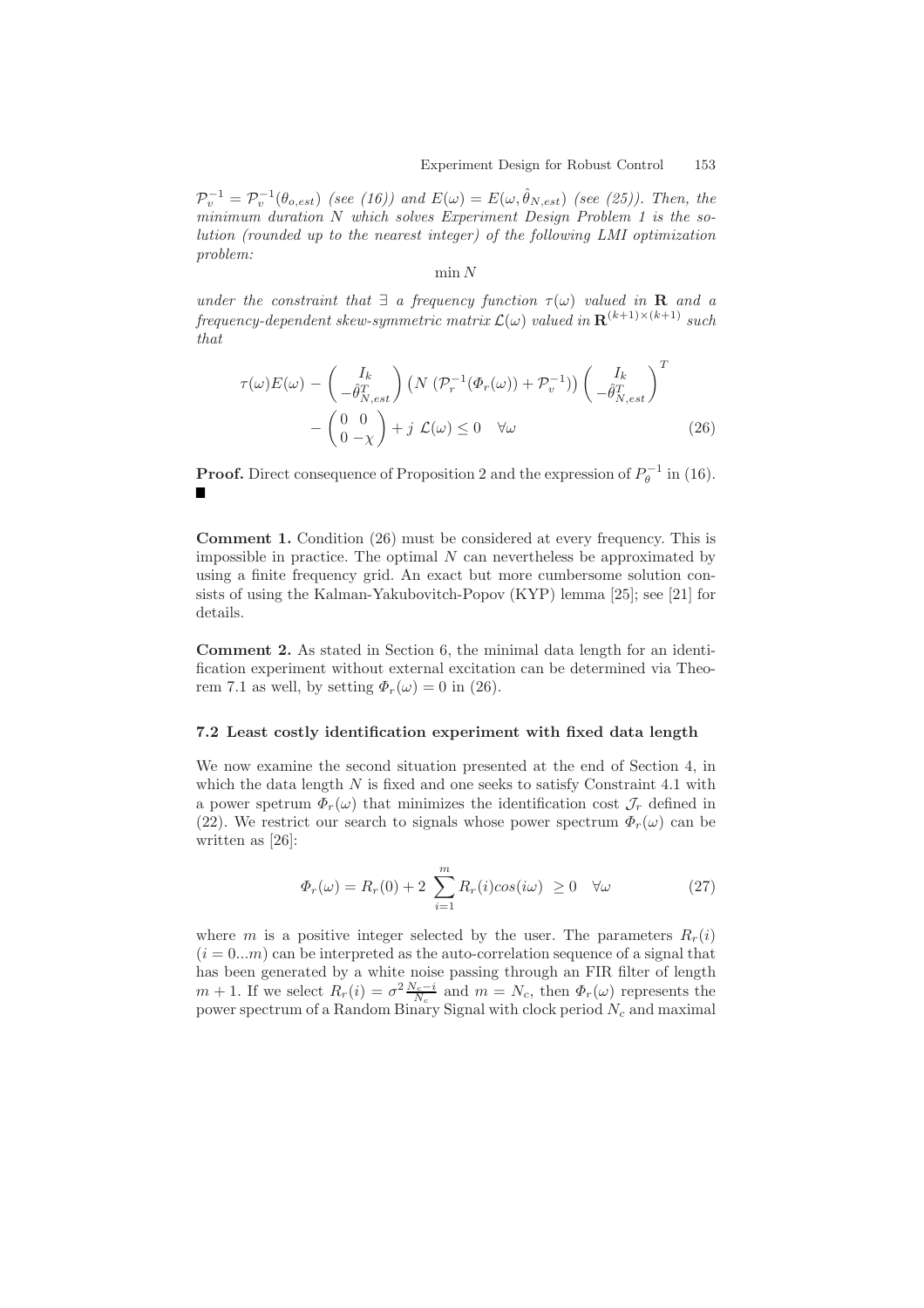$\mathcal{P}_v^{-1} = \mathcal{P}_v^{-1}(\theta_{o,est})$ *(see (16)) and* $E(\omega) = E(\omega, \hat{\theta}_{N,est})$ *(see (25)). Then, the minimum duration* $N$ *which solves Experiment Design Problem 1 is the solution (rounded up to the nearest integer) of the following LMI optimization problem:*

$$\min N$$

*under the constraint that* $\exists$ *a frequency function* $\tau(\omega)$ *valued in* $\mathbf{R}$ *and a frequency-dependent skew-symmetric matrix* $\mathcal{L}(\omega)$ *valued in* $\mathbf{R}^{(k+1)\times(k+1)}$ *such that*

$$\tau(\omega)E(\omega) - \begin{pmatrix} I_k \\ -\hat{\theta}_{N,est}^T \end{pmatrix} \left( N \left( \mathcal{P}_r^{-1}(\Phi_r(\omega)) + \mathcal{P}_v^{-1} \right) \right) \begin{pmatrix} I_k \\ -\hat{\theta}_{N,est}^T \end{pmatrix}^T - \begin{pmatrix} 0 & 0 \\ 0 & -\chi \end{pmatrix} + j\ \mathcal{L}(\omega) \leq 0 \quad \forall \omega \tag{26}$$

**Proof.** Direct consequence of Proposition 2 and the expression of $P_\theta^{-1}$ in (16). ∎

**Comment 1.** Condition (26) must be considered at every frequency. This is impossible in practice. The optimal $N$ can nevertheless be approximated by using a finite frequency grid. An exact but more cumbersome solution consists of using the Kalman-Yakubovitch-Popov (KYP) lemma [25]; see [21] for details.

**Comment 2.** As stated in Section 6, the minimal data length for an identification experiment without external excitation can be determined via Theorem 7.1 as well, by setting $\Phi_r(\omega) = 0$ in (26).

### 7.2 Least costly identification experiment with fixed data length

We now examine the second situation presented at the end of Section 4, in which the data length $N$ is fixed and one seeks to satisfy Constraint 4.1 with a power spetrum $\Phi_r(\omega)$ that minimizes the identification cost $\mathcal{J}_r$ defined in (22). We restrict our search to signals whose power spectrum $\Phi_r(\omega)$ can be written as [26]:

$$\Phi_r(\omega) = R_r(0) + 2 \sum_{i=1}^{m} R_r(i) cos(i\omega) \ \geq 0 \quad \forall \omega \tag{27}$$

where $m$ is a positive integer selected by the user. The parameters $R_r(i)$ $(i = 0...m)$ can be interpreted as the auto-correlation sequence of a signal that has been generated by a white noise passing through an FIR filter of length $m+1$. If we select $R_r(i) = \sigma^2 \frac{N_c - i}{N_c}$ and $m = N_c$, then $\Phi_r(\omega)$ represents the power spectrum of a Random Binary Signal with clock period $N_c$ and maximal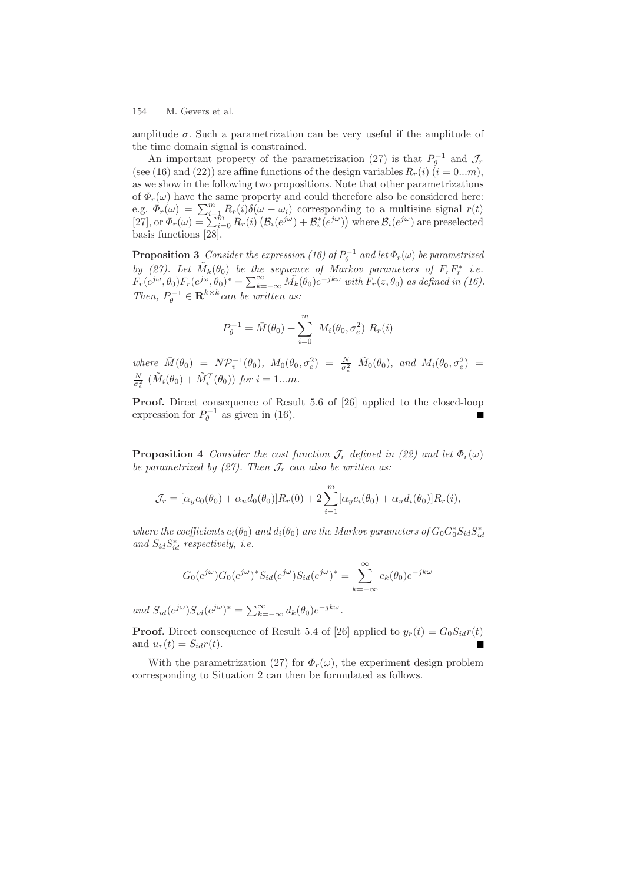amplitude $\sigma$. Such a parametrization can be very useful if the amplitude of the time domain signal is constrained.

An important property of the parametrization (27) is that $P_\theta^{-1}$ and $\mathcal{J}_r$ (see (16) and (22)) are affine functions of the design variables $R_r(i)$ ($i = 0...m$), as we show in the following two propositions. Note that other parametrizations of $\Phi_r(\omega)$ have the same property and could therefore also be considered here: e.g. $\Phi_r(\omega) = \sum_{i=1}^{m} R_r(i)\delta(\omega - \omega_i)$ corresponding to a multisine signal $r(t)$ [27], or $\Phi_r(\omega) = \sum_{i=0}^{m} R_r(i)\left(\mathcal{B}_i(e^{j\omega}) + \mathcal{B}_i^*(e^{j\omega})\right)$ where $\mathcal{B}_i(e^{j\omega})$ are preselected basis functions [28].

**Proposition 3** *Consider the expression (16) of $P_\theta^{-1}$ and let $\Phi_r(\omega)$ be parametrized by (27). Let $\tilde{M}_k(\theta_0)$ be the sequence of Markov parameters of $F_r F_r^*$ i.e. $F_r(e^{j\omega}, \theta_0)F_r(e^{j\omega}, \theta_0)^* = \sum_{k=-\infty}^{\infty} \tilde{M}_k(\theta_0)e^{-jk\omega}$ with $F_r(z, \theta_0)$ as defined in (16). Then, $P_\theta^{-1} \in \mathbf{R}^{k\times k}$ can be written as:*

$$P_\theta^{-1} = \bar{M}(\theta_0) + \sum_{i=0}^{m} \; M_i(\theta_0, \sigma_e^2) \; R_r(i)$$

*where $\bar{M}(\theta_0) = N\mathcal{P}_v^{-1}(\theta_0)$, $M_0(\theta_0, \sigma_e^2) = \frac{N}{\sigma_e^2} \; \tilde{M}_0(\theta_0)$, and $M_i(\theta_0, \sigma_e^2) = \frac{N}{\sigma_e^2} \; (\tilde{M}_i(\theta_0) + \tilde{M}_i^T(\theta_0))$ for $i = 1...m$.*

**Proof.** Direct consequence of Result 5.6 of [26] applied to the closed-loop expression for $P_\theta^{-1}$ as given in (16). ∎

**Proposition 4** *Consider the cost function $\mathcal{J}_r$ defined in (22) and let $\Phi_r(\omega)$ be parametrized by (27). Then $\mathcal{J}_r$ can also be written as:*

$$\mathcal{J}_r = [\alpha_y c_0(\theta_0) + \alpha_u d_0(\theta_0)]R_r(0) + 2\sum_{i=1}^{m}[\alpha_y c_i(\theta_0) + \alpha_u d_i(\theta_0)]R_r(i),$$

*where the coefficients $c_i(\theta_0)$ and $d_i(\theta_0)$ are the Markov parameters of $G_0 G_0^* S_{id} S_{id}^*$ and $S_{id} S_{id}^*$ respectively, i.e.*

$$G_0(e^{j\omega})G_0(e^{j\omega})^* S_{id}(e^{j\omega})S_{id}(e^{j\omega})^* = \sum_{k=-\infty}^{\infty} c_k(\theta_0)e^{-jk\omega}$$

*and $S_{id}(e^{j\omega})S_{id}(e^{j\omega})^* = \sum_{k=-\infty}^{\infty} d_k(\theta_0)e^{-jk\omega}$.*

**Proof.** Direct consequence of Result 5.4 of [26] applied to $y_r(t) = G_0 S_{id} r(t)$ and $u_r(t) = S_{id} r(t)$. ∎

With the parametrization (27) for $\Phi_r(\omega)$, the experiment design problem corresponding to Situation 2 can then be formulated as follows.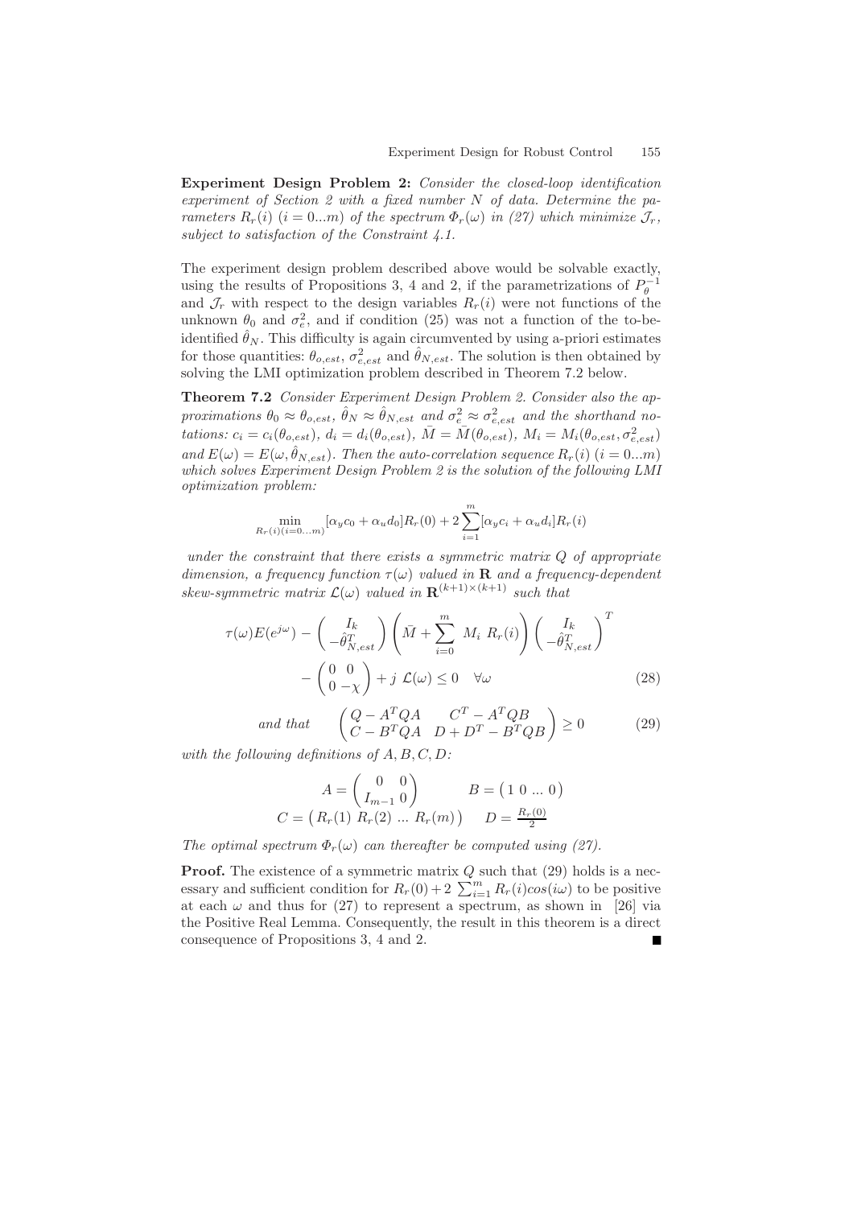**Experiment Design Problem 2:** *Consider the closed-loop identification experiment of Section 2 with a fixed number $N$ of data. Determine the parameters $R_r(i)$ $(i = 0...m)$ of the spectrum $\Phi_r(\omega)$ in (27) which minimize $\mathcal{J}_r$, subject to satisfaction of the Constraint 4.1.*

The experiment design problem described above would be solvable exactly, using the results of Propositions 3, 4 and 2, if the parametrizations of $P_\theta^{-1}$ and $\mathcal{J}_r$ with respect to the design variables $R_r(i)$ were not functions of the unknown $\theta_0$ and $\sigma_e^2$, and if condition (25) was not a function of the to-be-identified $\hat{\theta}_N$. This difficulty is again circumvented by using a-priori estimates for those quantities: $\theta_{o,est}$, $\sigma_{e,est}^2$ and $\hat{\theta}_{N,est}$. The solution is then obtained by solving the LMI optimization problem described in Theorem 7.2 below.

**Theorem 7.2** *Consider Experiment Design Problem 2. Consider also the approximations $\theta_0 \approx \theta_{o,est}$, $\hat{\theta}_N \approx \hat{\theta}_{N,est}$ and $\sigma_e^2 \approx \sigma_{e,est}^2$ and the shorthand notations: $c_i = c_i(\theta_{o,est})$, $d_i = d_i(\theta_{o,est})$, $\bar{M} = \bar{M}(\theta_{o,est})$, $M_i = M_i(\theta_{o,est}, \sigma_{e,est}^2)$ and $E(\omega) = E(\omega, \hat{\theta}_{N,est})$. Then the auto-correlation sequence $R_r(i)$ $(i = 0...m)$ which solves Experiment Design Problem 2 is the solution of the following LMI optimization problem:*

$$\min_{R_r(i)(i=0...m)} [\alpha_y c_0 + \alpha_u d_0] R_r(0) + 2 \sum_{i=1}^{m} [\alpha_y c_i + \alpha_u d_i] R_r(i)$$

*under the constraint that there exists a symmetric matrix $Q$ of appropriate dimension, a frequency function $\tau(\omega)$ valued in $\mathbf{R}$ and a frequency-dependent skew-symmetric matrix $\mathcal{L}(\omega)$ valued in $\mathbf{R}^{(k+1)\times(k+1)}$ such that*

$$\tau(\omega) E(e^{j\omega}) - \begin{pmatrix} I_k \\ -\hat{\theta}_{N,est}^T \end{pmatrix} \left( \bar{M} + \sum_{i=0}^{m} M_i \; R_r(i) \right) \begin{pmatrix} I_k \\ -\hat{\theta}_{N,est}^T \end{pmatrix}^T - \begin{pmatrix} 0 & 0 \\ 0 & -\chi \end{pmatrix} + j \; \mathcal{L}(\omega) \leq 0 \quad \forall \omega \tag{28}$$

*and that*

$$\begin{pmatrix} Q - A^T Q A & C^T - A^T Q B \\ C - B^T Q A & D + D^T - B^T Q B \end{pmatrix} \geq 0 \tag{29}$$

*with the following definitions of $A, B, C, D$:*

$$A = \begin{pmatrix} 0 & 0 \\ I_{m-1} & 0 \end{pmatrix} \qquad B = \begin{pmatrix} 1 & 0 & ... & 0 \end{pmatrix}$$
$$C = \begin{pmatrix} R_r(1) & R_r(2) & ... & R_r(m) \end{pmatrix} \qquad D = \frac{R_r(0)}{2}$$

*The optimal spectrum $\Phi_r(\omega)$ can thereafter be computed using (27).*

**Proof.** The existence of a symmetric matrix $Q$ such that (29) holds is a necessary and sufficient condition for $R_r(0) + 2 \sum_{i=1}^{m} R_r(i) cos(i\omega)$ to be positive at each $\omega$ and thus for (27) to represent a spectrum, as shown in [26] via the Positive Real Lemma. Consequently, the result in this theorem is a direct consequence of Propositions 3, 4 and 2. ∎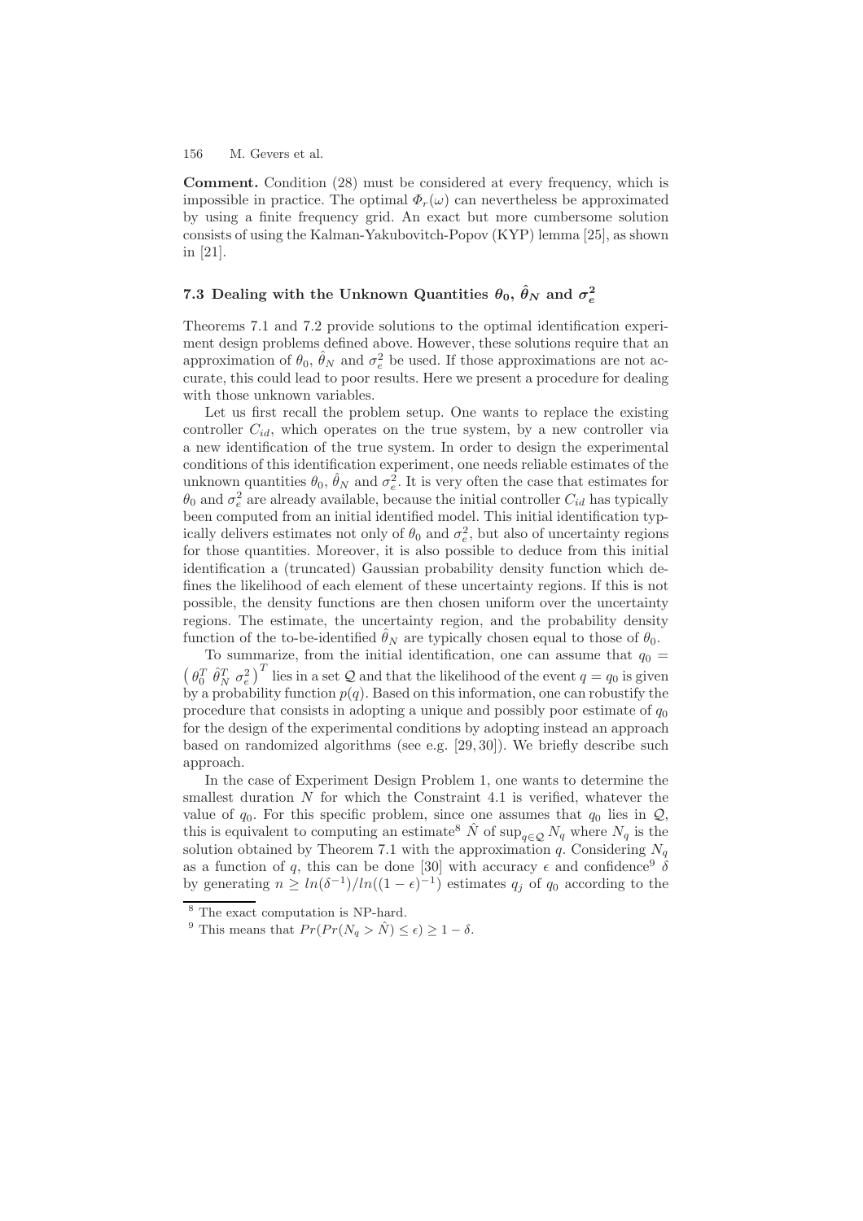**Comment.** Condition (28) must be considered at every frequency, which is impossible in practice. The optimal $\Phi_r(\omega)$ can nevertheless be approximated by using a finite frequency grid. An exact but more cumbersome solution consists of using the Kalman-Yakubovitch-Popov (KYP) lemma [25], as shown in [21].

### 7.3 Dealing with the Unknown Quantities $\theta_0$, $\hat{\theta}_N$ and $\sigma_e^2$

Theorems 7.1 and 7.2 provide solutions to the optimal identification experiment design problems defined above. However, these solutions require that an approximation of $\theta_0$, $\hat{\theta}_N$ and $\sigma_e^2$ be used. If those approximations are not accurate, this could lead to poor results. Here we present a procedure for dealing with those unknown variables.

Let us first recall the problem setup. One wants to replace the existing controller $C_{id}$, which operates on the true system, by a new controller via a new identification of the true system. In order to design the experimental conditions of this identification experiment, one needs reliable estimates of the unknown quantities $\theta_0$, $\hat{\theta}_N$ and $\sigma_e^2$. It is very often the case that estimates for $\theta_0$ and $\sigma_e^2$ are already available, because the initial controller $C_{id}$ has typically been computed from an initial identified model. This initial identification typically delivers estimates not only of $\theta_0$ and $\sigma_e^2$, but also of uncertainty regions for those quantities. Moreover, it is also possible to deduce from this initial identification a (truncated) Gaussian probability density function which defines the likelihood of each element of these uncertainty regions. If this is not possible, the density functions are then chosen uniform over the uncertainty regions. The estimate, the uncertainty region, and the probability density function of the to-be-identified $\hat{\theta}_N$ are typically chosen equal to those of $\theta_0$.

To summarize, from the initial identification, one can assume that $q_0 = \left( \theta_0^T \; \hat{\theta}_N^T \; \sigma_e^2 \right)^T$ lies in a set $\mathcal{Q}$ and that the likelihood of the event $q = q_0$ is given by a probability function $p(q)$. Based on this information, one can robustify the procedure that consists in adopting a unique and possibly poor estimate of $q_0$ for the design of the experimental conditions by adopting instead an approach based on randomized algorithms (see e.g. [29, 30]). We briefly describe such approach.

In the case of Experiment Design Problem 1, one wants to determine the smallest duration $N$ for which the Constraint 4.1 is verified, whatever the value of $q_0$. For this specific problem, since one assumes that $q_0$ lies in $\mathcal{Q}$, this is equivalent to computing an estimate[8] $\hat{N}$ of $\sup_{q \in \mathcal{Q}} N_q$ where $N_q$ is the solution obtained by Theorem 7.1 with the approximation $q$. Considering $N_q$ as a function of $q$, this can be done [30] with accuracy $\epsilon$ and confidence[9] $\delta$ by generating $n \geq ln(\delta^{-1})/ln((1-\epsilon)^{-1})$ estimates $q_j$ of $q_0$ according to the

[8] The exact computation is NP-hard.

[9] This means that $Pr(Pr(N_q > \hat{N}) \leq \epsilon) \geq 1 - \delta$.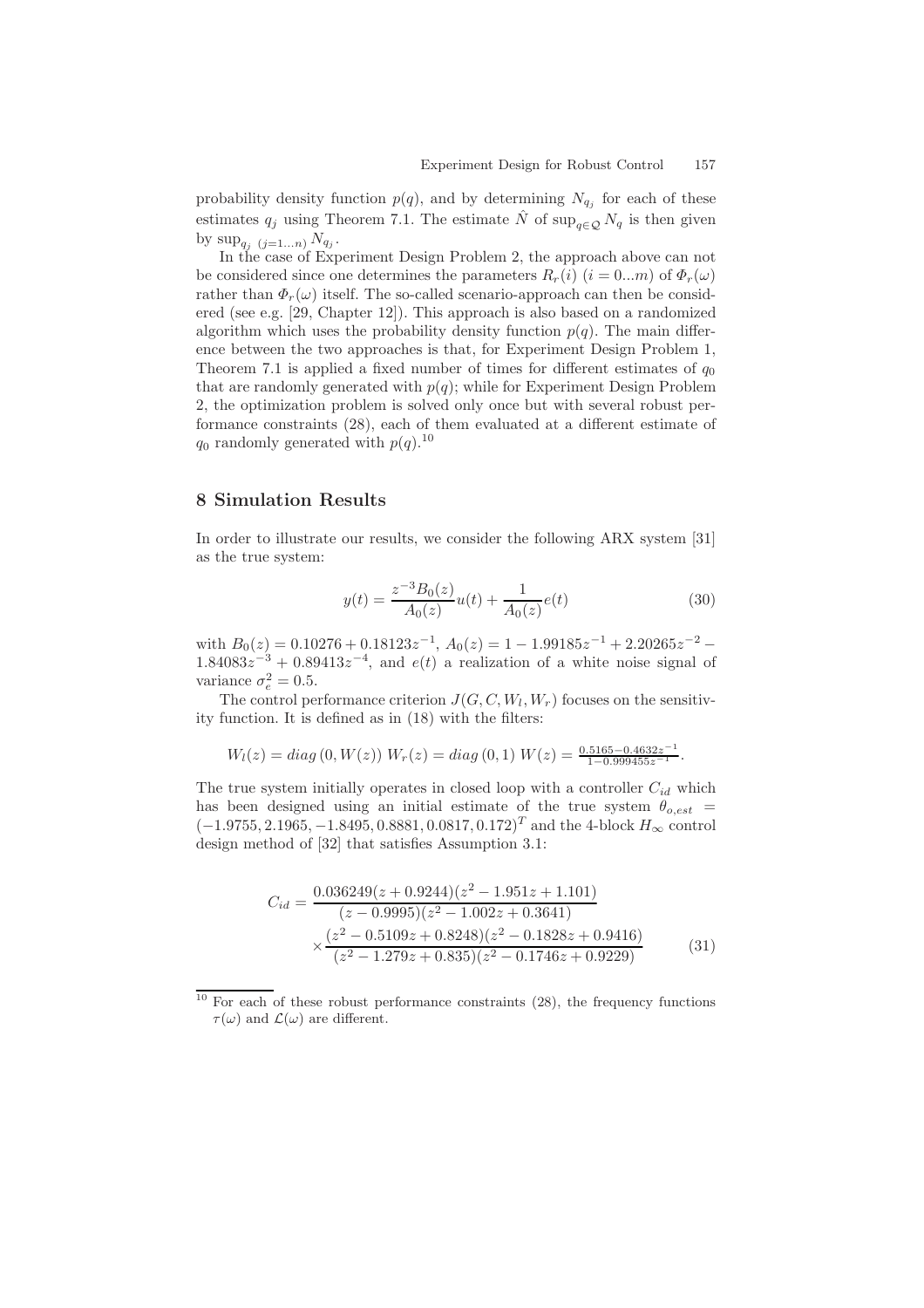probability density function $p(q)$, and by determining $N_{q_j}$ for each of these estimates $q_j$ using Theorem 7.1. The estimate $\hat{N}$ of $\sup_{q \in \mathcal{Q}} N_q$ is then given by $\sup_{q_j \ (j=1...n)} N_{q_j}$.

In the case of Experiment Design Problem 2, the approach above can not be considered since one determines the parameters $R_r(i)$ $(i = 0...m)$ of $\Phi_r(\omega)$ rather than $\Phi_r(\omega)$ itself. The so-called scenario-approach can then be considered (see e.g. [29, Chapter 12]). This approach is also based on a randomized algorithm which uses the probability density function $p(q)$. The main difference between the two approaches is that, for Experiment Design Problem 1, Theorem 7.1 is applied a fixed number of times for different estimates of $q_0$ that are randomly generated with $p(q)$; while for Experiment Design Problem 2, the optimization problem is solved only once but with several robust performance constraints (28), each of them evaluated at a different estimate of $q_0$ randomly generated with $p(q)$.[10]

## 8 Simulation Results

In order to illustrate our results, we consider the following ARX system [31] as the true system:

$$y(t) = \frac{z^{-3}B_0(z)}{A_0(z)}u(t) + \frac{1}{A_0(z)}e(t) \tag{30}$$

with $B_0(z) = 0.10276 + 0.18123z^{-1}$, $A_0(z) = 1 - 1.99185z^{-1} + 2.20265z^{-2} - 1.84083z^{-3} + 0.89413z^{-4}$, and $e(t)$ a realization of a white noise signal of variance $\sigma_e^2 = 0.5$.

The control performance criterion $J(G, C, W_l, W_r)$ focuses on the sensitivity function. It is defined as in (18) with the filters:

$$W_l(z) = diag\,(0, W(z))\ W_r(z) = diag\,(0, 1)\ W(z) = \tfrac{0.5165 - 0.4632z^{-1}}{1 - 0.999455z^{-1}}.$$

The true system initially operates in closed loop with a controller $C_{id}$ which has been designed using an initial estimate of the true system $\theta_{o,est} = (-1.9755, 2.1965, -1.8495, 0.8881, 0.0817, 0.172)^T$ and the 4-block $H_\infty$ control design method of [32] that satisfies Assumption 3.1:

$$C_{id} = \frac{0.036249(z + 0.9244)(z^2 - 1.951z + 1.101)}{(z - 0.9995)(z^2 - 1.002z + 0.3641)} \times \frac{(z^2 - 0.5109z + 0.8248)(z^2 - 0.1828z + 0.9416)}{(z^2 - 1.279z + 0.835)(z^2 - 0.1746z + 0.9229)} \tag{31}$$

[10] For each of these robust performance constraints (28), the frequency functions $\tau(\omega)$ and $\mathcal{L}(\omega)$ are different.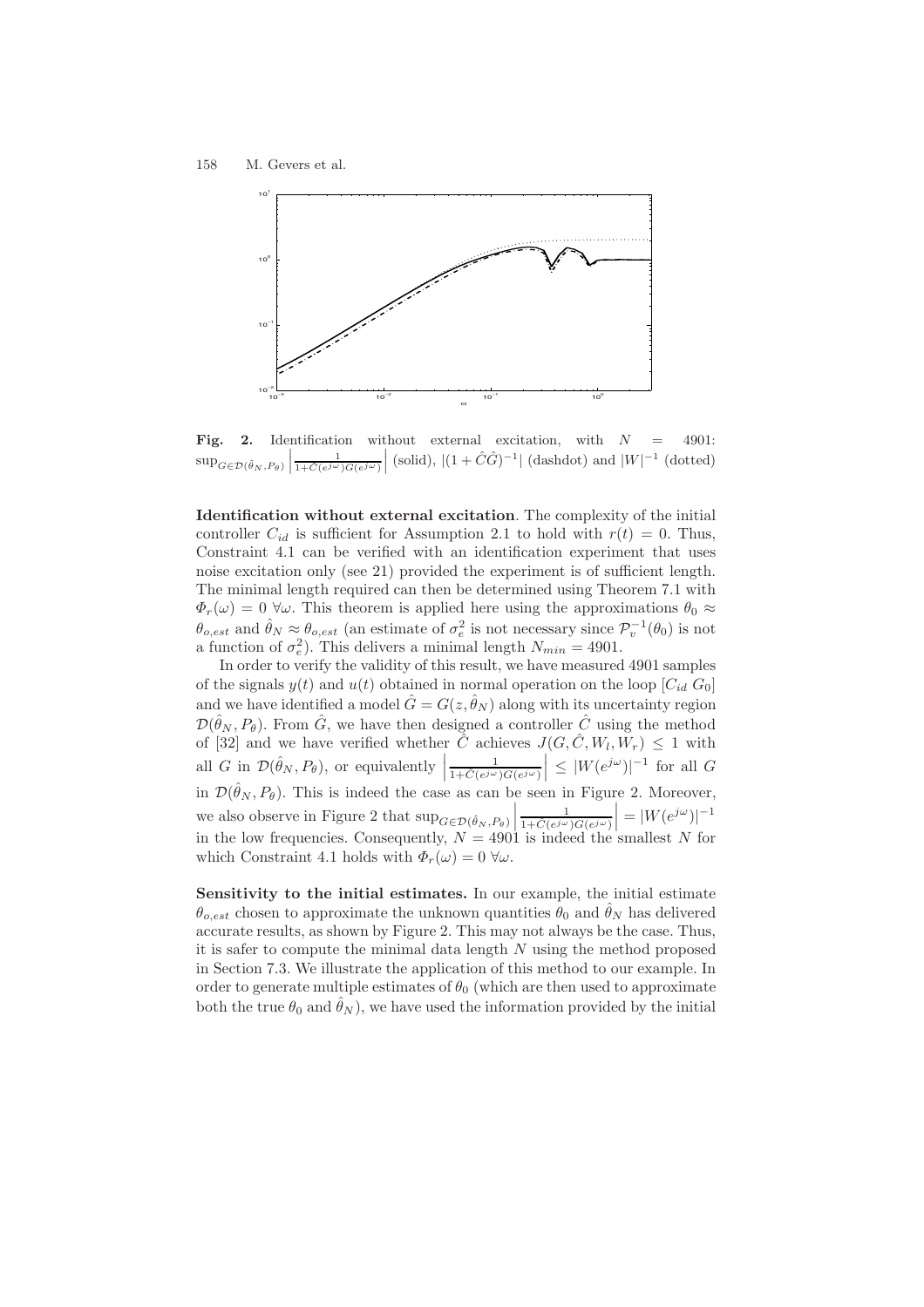**Fig. 2.** Identification without external excitation, with $N = 4901$: $\sup_{G \in \mathcal{D}(\hat{\theta}_N, P_\theta)} \left| \frac{1}{1+\hat{C}(e^{j\omega})G(e^{j\omega})} \right|$ (solid), $|(1+\hat{C}\hat{G})^{-1}|$ (dashdot) and $|W|^{-1}$ (dotted)

**Identification without external excitation**. The complexity of the initial controller $C_{id}$ is sufficient for Assumption 2.1 to hold with $r(t) = 0$. Thus, Constraint 4.1 can be verified with an identification experiment that uses noise excitation only (see 21) provided the experiment is of sufficient length. The minimal length required can then be determined using Theorem 7.1 with $\Phi_r(\omega) = 0 \; \forall \omega$. This theorem is applied here using the approximations $\theta_0 \approx \theta_{o,est}$ and $\hat{\theta}_N \approx \theta_{o,est}$ (an estimate of $\sigma_e^2$ is not necessary since $\mathcal{P}_v^{-1}(\theta_0)$ is not a function of $\sigma_e^2$). This delivers a minimal length $N_{min} = 4901$.

In order to verify the validity of this result, we have measured 4901 samples of the signals $y(t)$ and $u(t)$ obtained in normal operation on the loop $[C_{id} \; G_0]$ and we have identified a model $\hat{G} = G(z, \hat{\theta}_N)$ along with its uncertainty region $\mathcal{D}(\hat{\theta}_N, P_\theta)$. From $\hat{G}$, we have then designed a controller $\hat{C}$ using the method of [32] and we have verified whether $\hat{C}$ achieves $J(G, \hat{C}, W_l, W_r) \leq 1$ with all $G$ in $\mathcal{D}(\hat{\theta}_N, P_\theta)$, or equivalently $\left| \frac{1}{1+\hat{C}(e^{j\omega})G(e^{j\omega})} \right| \leq |W(e^{j\omega})|^{-1}$ for all $G$ in $\mathcal{D}(\hat{\theta}_N, P_\theta)$. This is indeed the case as can be seen in Figure 2. Moreover, we also observe in Figure 2 that $\sup_{G \in \mathcal{D}(\hat{\theta}_N, P_\theta)} \left| \frac{1}{1+\hat{C}(e^{j\omega})G(e^{j\omega})} \right| = |W(e^{j\omega})|^{-1}$ in the low frequencies. Consequently, $N = 4901$ is indeed the smallest $N$ for which Constraint 4.1 holds with $\Phi_r(\omega) = 0 \; \forall \omega$.

**Sensitivity to the initial estimates.** In our example, the initial estimate $\theta_{o,est}$ chosen to approximate the unknown quantities $\theta_0$ and $\hat{\theta}_N$ has delivered accurate results, as shown by Figure 2. This may not always be the case. Thus, it is safer to compute the minimal data length $N$ using the method proposed in Section 7.3. We illustrate the application of this method to our example. In order to generate multiple estimates of $\theta_0$ (which are then used to approximate both the true $\theta_0$ and $\hat{\theta}_N$), we have used the information provided by the initial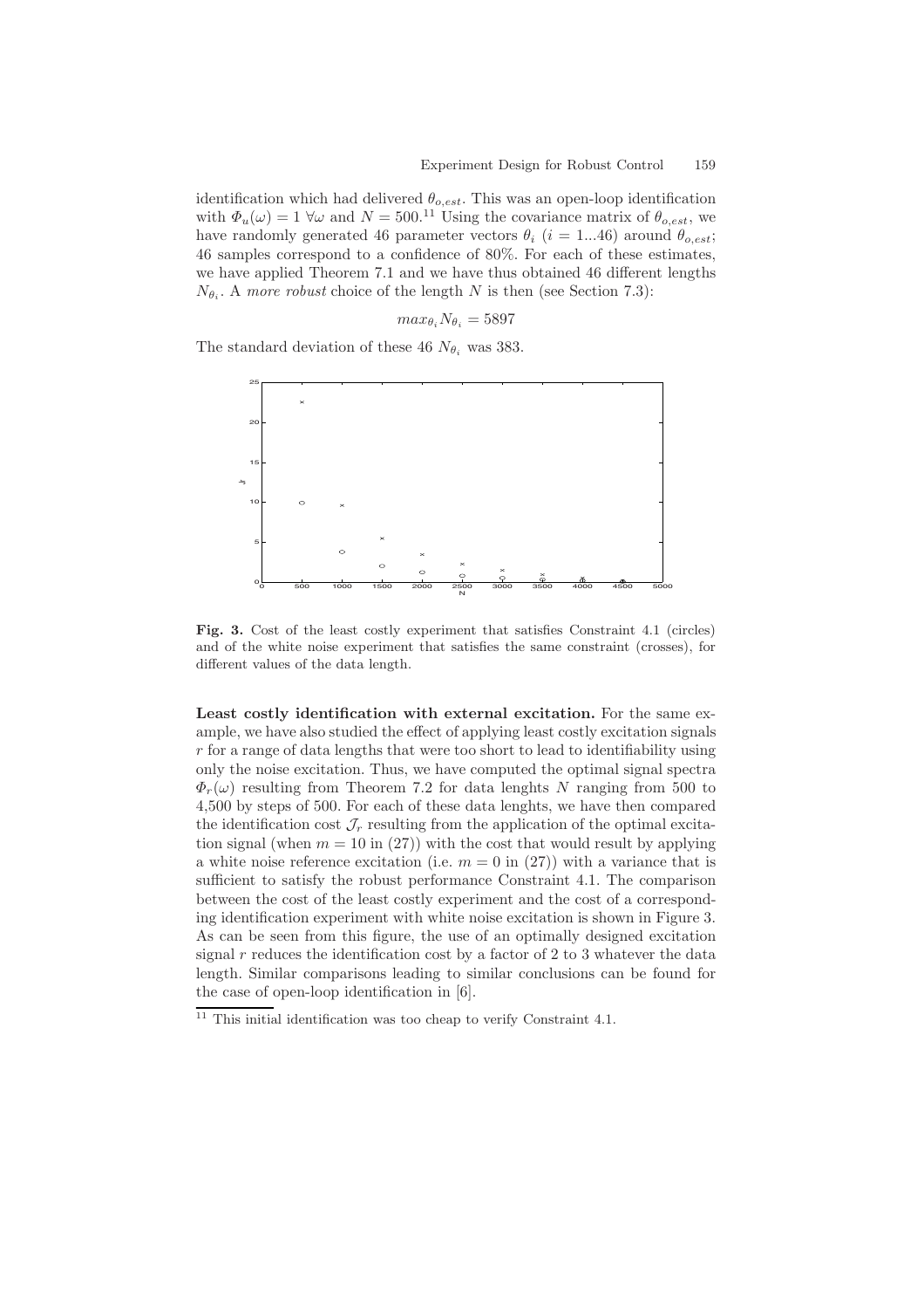identification which had delivered $\theta_{o,est}$. This was an open-loop identification with $\Phi_u(\omega) = 1 \ \forall\omega$ and $N = 500$.[11] Using the covariance matrix of $\theta_{o,est}$, we have randomly generated 46 parameter vectors $\theta_i$ ($i = 1...46$) around $\theta_{o,est}$; 46 samples correspond to a confidence of 80%. For each of these estimates, we have applied Theorem 7.1 and we have thus obtained 46 different lengths $N_{\theta_i}$. A *more robust* choice of the length $N$ is then (see Section 7.3):

$$max_{\theta_i} N_{\theta_i} = 5897$$

The standard deviation of these 46 $N_{\theta_i}$ was 383.

**Fig. 3.** Cost of the least costly experiment that satisfies Constraint 4.1 (circles) and of the white noise experiment that satisfies the same constraint (crosses), for different values of the data length.

**Least costly identification with external excitation.** For the same example, we have also studied the effect of applying least costly excitation signals $r$ for a range of data lengths that were too short to lead to identifiability using only the noise excitation. Thus, we have computed the optimal signal spectra $\Phi_r(\omega)$ resulting from Theorem 7.2 for data lenghts $N$ ranging from 500 to 4,500 by steps of 500. For each of these data lenghts, we have then compared the identification cost $\mathcal{J}_r$ resulting from the application of the optimal excitation signal (when $m = 10$ in (27)) with the cost that would result by applying a white noise reference excitation (i.e. $m = 0$ in (27)) with a variance that is sufficient to satisfy the robust performance Constraint 4.1. The comparison between the cost of the least costly experiment and the cost of a corresponding identification experiment with white noise excitation is shown in Figure 3. As can be seen from this figure, the use of an optimally designed excitation signal $r$ reduces the identification cost by a factor of 2 to 3 whatever the data length. Similar comparisons leading to similar conclusions can be found for the case of open-loop identification in [6].

[11] This initial identification was too cheap to verify Constraint 4.1.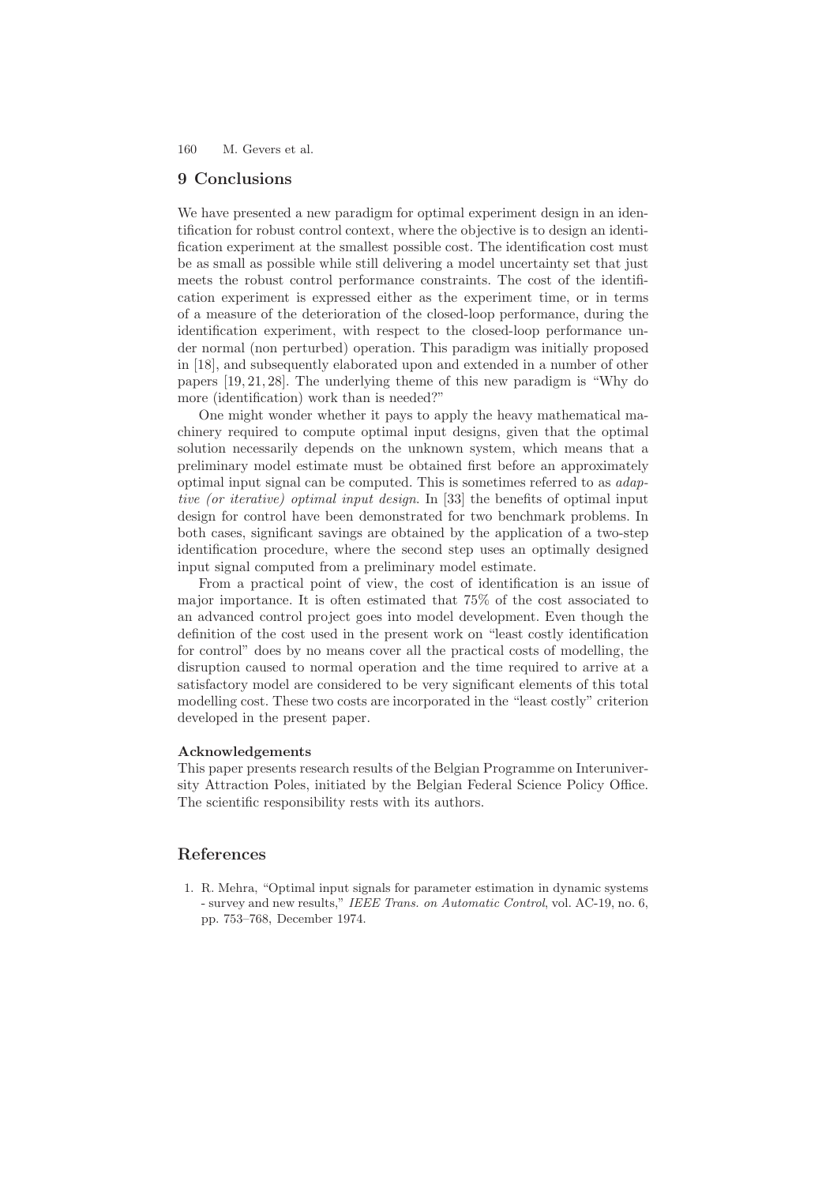## 9 Conclusions

We have presented a new paradigm for optimal experiment design in an identification for robust control context, where the objective is to design an identification experiment at the smallest possible cost. The identification cost must be as small as possible while still delivering a model uncertainty set that just meets the robust control performance constraints. The cost of the identification experiment is expressed either as the experiment time, or in terms of a measure of the deterioration of the closed-loop performance, during the identification experiment, with respect to the closed-loop performance under normal (non perturbed) operation. This paradigm was initially proposed in [18], and subsequently elaborated upon and extended in a number of other papers [19, 21, 28]. The underlying theme of this new paradigm is "Why do more (identification) work than is needed?"

One might wonder whether it pays to apply the heavy mathematical machinery required to compute optimal input designs, given that the optimal solution necessarily depends on the unknown system, which means that a preliminary model estimate must be obtained first before an approximately optimal input signal can be computed. This is sometimes referred to as *adaptive (or iterative) optimal input design*. In [33] the benefits of optimal input design for control have been demonstrated for two benchmark problems. In both cases, significant savings are obtained by the application of a two-step identification procedure, where the second step uses an optimally designed input signal computed from a preliminary model estimate.

From a practical point of view, the cost of identification is an issue of major importance. It is often estimated that 75% of the cost associated to an advanced control project goes into model development. Even though the definition of the cost used in the present work on "least costly identification for control" does by no means cover all the practical costs of modelling, the disruption caused to normal operation and the time required to arrive at a satisfactory model are considered to be very significant elements of this total modelling cost. These two costs are incorporated in the "least costly" criterion developed in the present paper.

**Acknowledgements**

This paper presents research results of the Belgian Programme on Interuniversity Attraction Poles, initiated by the Belgian Federal Science Policy Office. The scientific responsibility rests with its authors.

## References

1. R. Mehra, "Optimal input signals for parameter estimation in dynamic systems - survey and new results," *IEEE Trans. on Automatic Control*, vol. AC-19, no. 6, pp. 753–768, December 1974.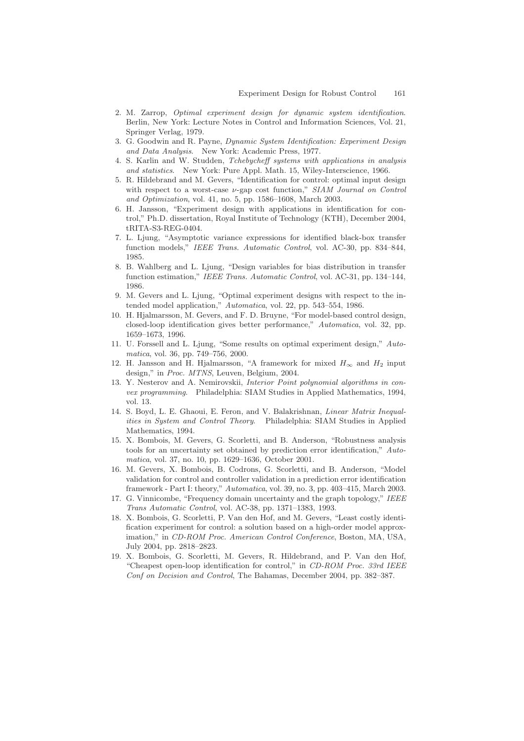2. M. Zarrop, *Optimal experiment design for dynamic system identification*. Berlin, New York: Lecture Notes in Control and Information Sciences, Vol. 21, Springer Verlag, 1979.
3. G. Goodwin and R. Payne, *Dynamic System Identification: Experiment Design and Data Analysis*. New York: Academic Press, 1977.
4. S. Karlin and W. Studden, *Tchebycheff systems with applications in analysis and statistics*. New York: Pure Appl. Math. 15, Wiley-Interscience, 1966.
5. R. Hildebrand and M. Gevers, "Identification for control: optimal input design with respect to a worst-case $\nu$-gap cost function," *SIAM Journal on Control and Optimization*, vol. 41, no. 5, pp. 1586–1608, March 2003.
6. H. Jansson, "Experiment design with applications in identification for control," Ph.D. dissertation, Royal Institute of Technology (KTH), December 2004, tRITA-S3-REG-0404.
7. L. Ljung, "Asymptotic variance expressions for identified black-box transfer function models," *IEEE Trans. Automatic Control*, vol. AC-30, pp. 834–844, 1985.
8. B. Wahlberg and L. Ljung, "Design variables for bias distribution in transfer function estimation," *IEEE Trans. Automatic Control*, vol. AC-31, pp. 134–144, 1986.
9. M. Gevers and L. Ljung, "Optimal experiment designs with respect to the intended model application," *Automatica*, vol. 22, pp. 543–554, 1986.
10. H. Hjalmarsson, M. Gevers, and F. D. Bruyne, "For model-based control design, closed-loop identification gives better performance," *Automatica*, vol. 32, pp. 1659–1673, 1996.
11. U. Forssell and L. Ljung, "Some results on optimal experiment design," *Automatica*, vol. 36, pp. 749–756, 2000.
12. H. Jansson and H. Hjalmarsson, "A framework for mixed $H_\infty$ and $H_2$ input design," in *Proc. MTNS*, Leuven, Belgium, 2004.
13. Y. Nesterov and A. Nemirovskii, *Interior Point polynomial algorithms in convex programming*. Philadelphia: SIAM Studies in Applied Mathematics, 1994, vol. 13.
14. S. Boyd, L. E. Ghaoui, E. Feron, and V. Balakrishnan, *Linear Matrix Inequalities in System and Control Theory*. Philadelphia: SIAM Studies in Applied Mathematics, 1994.
15. X. Bombois, M. Gevers, G. Scorletti, and B. Anderson, "Robustness analysis tools for an uncertainty set obtained by prediction error identification," *Automatica*, vol. 37, no. 10, pp. 1629–1636, October 2001.
16. M. Gevers, X. Bombois, B. Codrons, G. Scorletti, and B. Anderson, "Model validation for control and controller validation in a prediction error identification framework - Part I: theory," *Automatica*, vol. 39, no. 3, pp. 403–415, March 2003.
17. G. Vinnicombe, "Frequency domain uncertainty and the graph topology," *IEEE Trans Automatic Control*, vol. AC-38, pp. 1371–1383, 1993.
18. X. Bombois, G. Scorletti, P. Van den Hof, and M. Gevers, "Least costly identification experiment for control: a solution based on a high-order model approximation," in *CD-ROM Proc. American Control Conference*, Boston, MA, USA, July 2004, pp. 2818–2823.
19. X. Bombois, G. Scorletti, M. Gevers, R. Hildebrand, and P. Van den Hof, "Cheapest open-loop identification for control," in *CD-ROM Proc. 33rd IEEE Conf on Decision and Control*, The Bahamas, December 2004, pp. 382–387.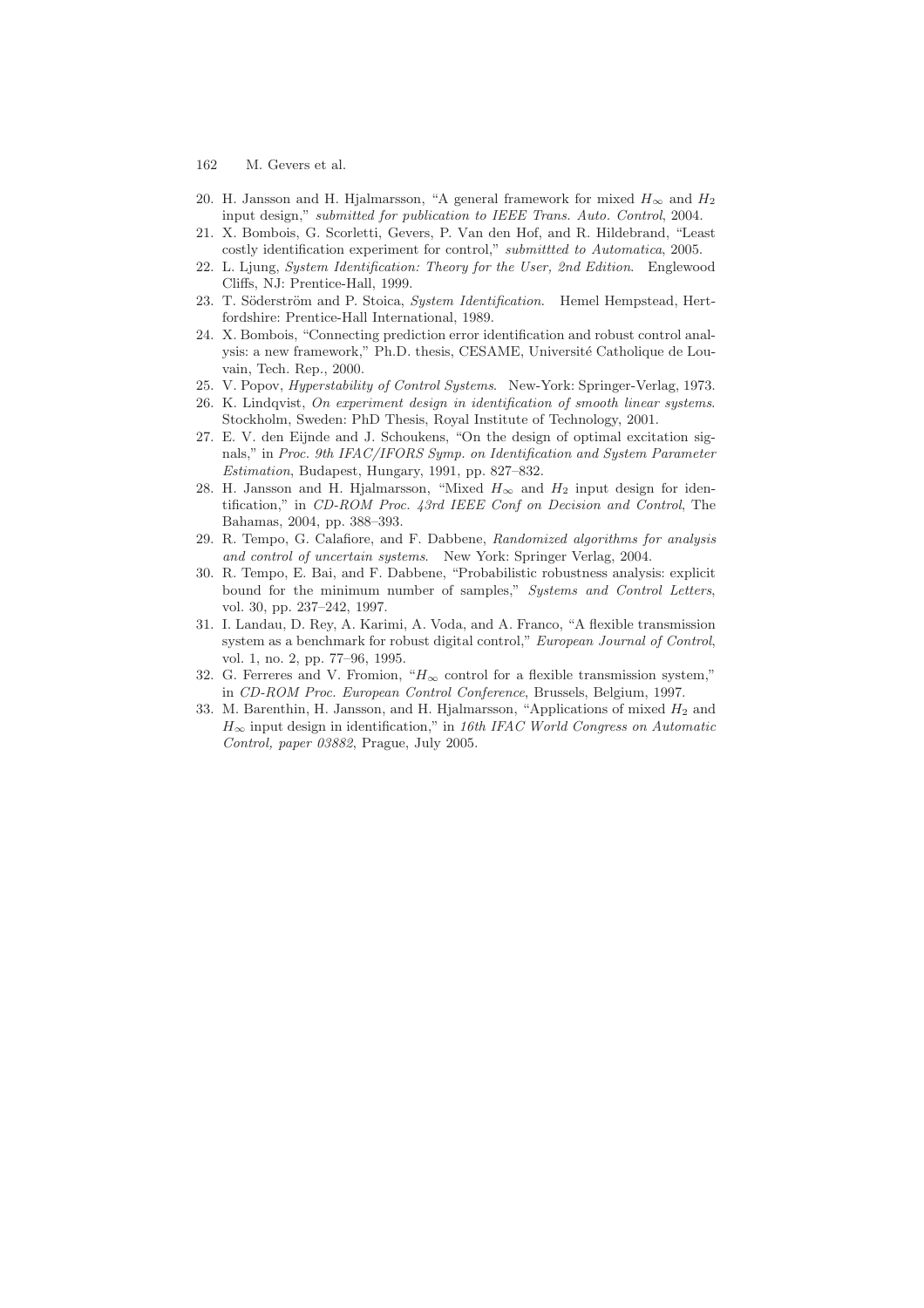20. H. Jansson and H. Hjalmarsson, "A general framework for mixed $H_\infty$ and $H_2$ input design," *submitted for publication to IEEE Trans. Auto. Control*, 2004.
21. X. Bombois, G. Scorletti, Gevers, P. Van den Hof, and R. Hildebrand, "Least costly identification experiment for control," *submittted to Automatica*, 2005.
22. L. Ljung, *System Identification: Theory for the User, 2nd Edition*. Englewood Cliffs, NJ: Prentice-Hall, 1999.
23. T. Söderström and P. Stoica, *System Identification*. Hemel Hempstead, Hertfordshire: Prentice-Hall International, 1989.
24. X. Bombois, "Connecting prediction error identification and robust control analysis: a new framework," Ph.D. thesis, CESAME, Université Catholique de Louvain, Tech. Rep., 2000.
25. V. Popov, *Hyperstability of Control Systems*. New-York: Springer-Verlag, 1973.
26. K. Lindqvist, *On experiment design in identification of smooth linear systems*. Stockholm, Sweden: PhD Thesis, Royal Institute of Technology, 2001.
27. E. V. den Eijnde and J. Schoukens, "On the design of optimal excitation signals," in *Proc. 9th IFAC/IFORS Symp. on Identification and System Parameter Estimation*, Budapest, Hungary, 1991, pp. 827–832.
28. H. Jansson and H. Hjalmarsson, "Mixed $H_\infty$ and $H_2$ input design for identification," in *CD-ROM Proc. 43rd IEEE Conf on Decision and Control*, The Bahamas, 2004, pp. 388–393.
29. R. Tempo, G. Calafiore, and F. Dabbene, *Randomized algorithms for analysis and control of uncertain systems*. New York: Springer Verlag, 2004.
30. R. Tempo, E. Bai, and F. Dabbene, "Probabilistic robustness analysis: explicit bound for the minimum number of samples," *Systems and Control Letters*, vol. 30, pp. 237–242, 1997.
31. I. Landau, D. Rey, A. Karimi, A. Voda, and A. Franco, "A flexible transmission system as a benchmark for robust digital control," *European Journal of Control*, vol. 1, no. 2, pp. 77–96, 1995.
32. G. Ferreres and V. Fromion, "$H_\infty$ control for a flexible transmission system," in *CD-ROM Proc. European Control Conference*, Brussels, Belgium, 1997.
33. M. Barenthin, H. Jansson, and H. Hjalmarsson, "Applications of mixed $H_2$ and $H_\infty$ input design in identification," in *16th IFAC World Congress on Automatic Control, paper 03882*, Prague, July 2005.